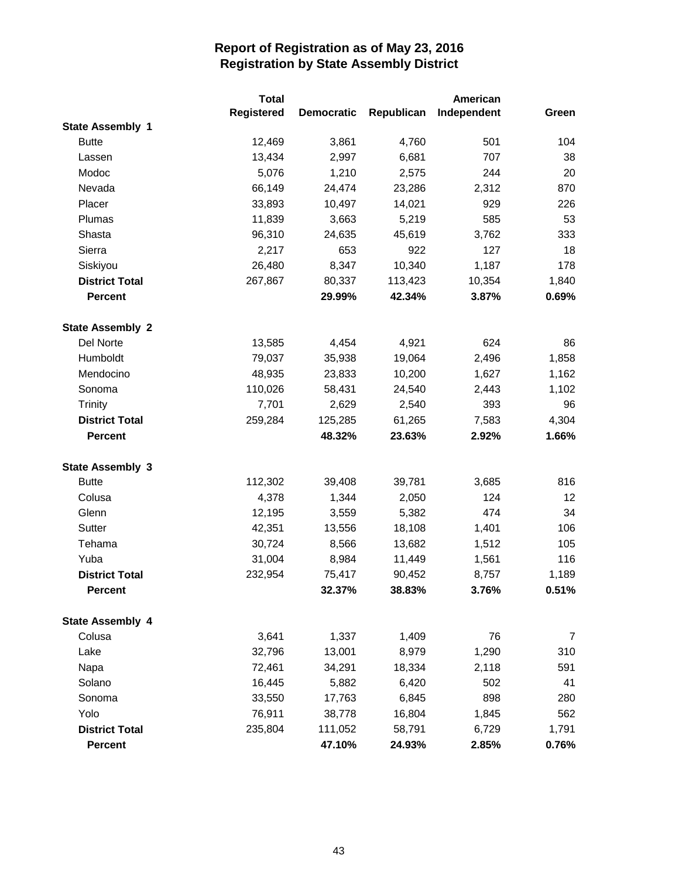# Report of Registration as of May 23, 2016
## Registration by State Assembly District

| | Total Registered | Democratic | Republican | American Independent | Green |
|---|---|---|---|---|---|
| **State Assembly 1** | | | | | |
| Butte | 12,469 | 3,861 | 4,760 | 501 | 104 |
| Lassen | 13,434 | 2,997 | 6,681 | 707 | 38 |
| Modoc | 5,076 | 1,210 | 2,575 | 244 | 20 |
| Nevada | 66,149 | 24,474 | 23,286 | 2,312 | 870 |
| Placer | 33,893 | 10,497 | 14,021 | 929 | 226 |
| Plumas | 11,839 | 3,663 | 5,219 | 585 | 53 |
| Shasta | 96,310 | 24,635 | 45,619 | 3,762 | 333 |
| Sierra | 2,217 | 653 | 922 | 127 | 18 |
| Siskiyou | 26,480 | 8,347 | 10,340 | 1,187 | 178 |
| **District Total** | 267,867 | 80,337 | 113,423 | 10,354 | 1,840 |
| **Percent** | | **29.99%** | **42.34%** | **3.87%** | **0.69%** |
| **State Assembly 2** | | | | | |
| Del Norte | 13,585 | 4,454 | 4,921 | 624 | 86 |
| Humboldt | 79,037 | 35,938 | 19,064 | 2,496 | 1,858 |
| Mendocino | 48,935 | 23,833 | 10,200 | 1,627 | 1,162 |
| Sonoma | 110,026 | 58,431 | 24,540 | 2,443 | 1,102 |
| Trinity | 7,701 | 2,629 | 2,540 | 393 | 96 |
| **District Total** | 259,284 | 125,285 | 61,265 | 7,583 | 4,304 |
| **Percent** | | **48.32%** | **23.63%** | **2.92%** | **1.66%** |
| **State Assembly 3** | | | | | |
| Butte | 112,302 | 39,408 | 39,781 | 3,685 | 816 |
| Colusa | 4,378 | 1,344 | 2,050 | 124 | 12 |
| Glenn | 12,195 | 3,559 | 5,382 | 474 | 34 |
| Sutter | 42,351 | 13,556 | 18,108 | 1,401 | 106 |
| Tehama | 30,724 | 8,566 | 13,682 | 1,512 | 105 |
| Yuba | 31,004 | 8,984 | 11,449 | 1,561 | 116 |
| **District Total** | 232,954 | 75,417 | 90,452 | 8,757 | 1,189 |
| **Percent** | | **32.37%** | **38.83%** | **3.76%** | **0.51%** |
| **State Assembly 4** | | | | | |
| Colusa | 3,641 | 1,337 | 1,409 | 76 | 7 |
| Lake | 32,796 | 13,001 | 8,979 | 1,290 | 310 |
| Napa | 72,461 | 34,291 | 18,334 | 2,118 | 591 |
| Solano | 16,445 | 5,882 | 6,420 | 502 | 41 |
| Sonoma | 33,550 | 17,763 | 6,845 | 898 | 280 |
| Yolo | 76,911 | 38,778 | 16,804 | 1,845 | 562 |
| **District Total** | 235,804 | 111,052 | 58,791 | 6,729 | 1,791 |
| **Percent** | | **47.10%** | **24.93%** | **2.85%** | **0.76%** |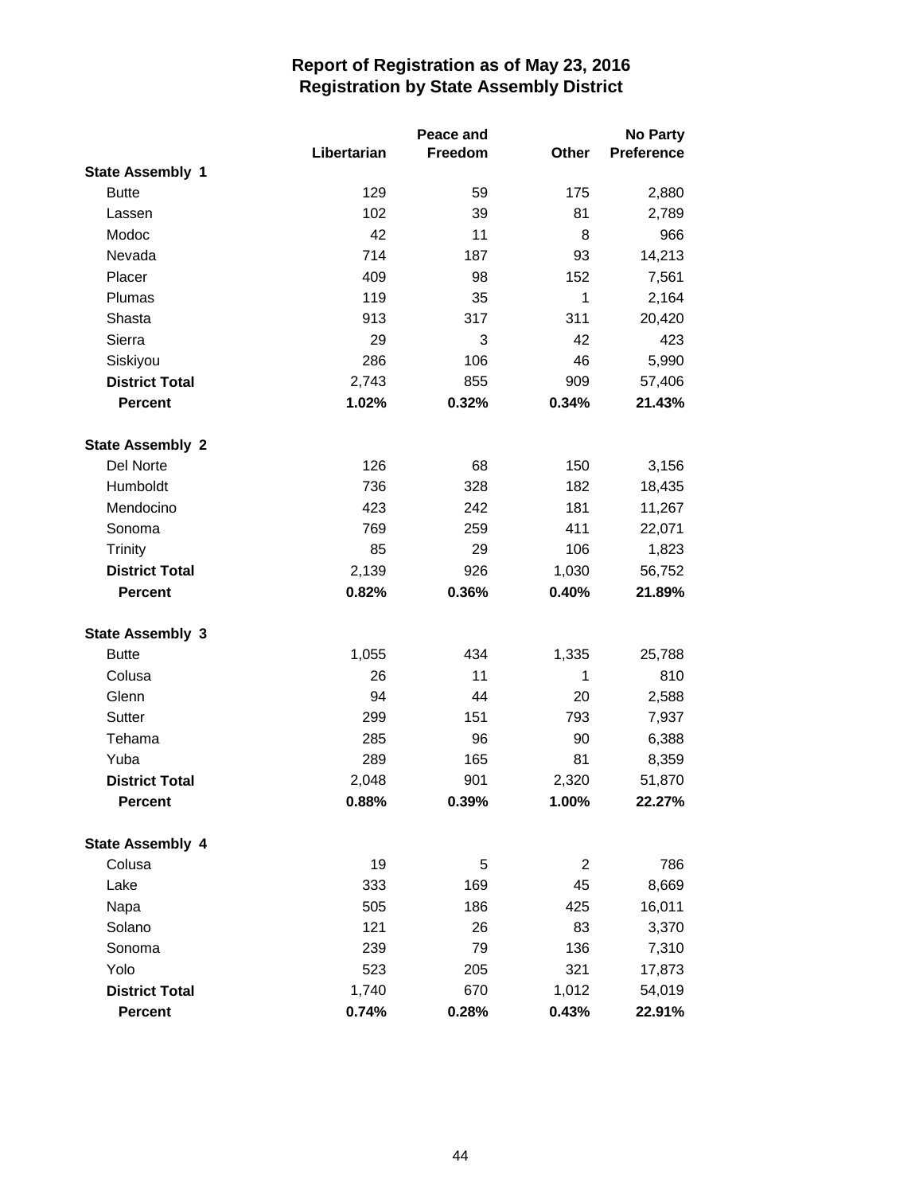# Report of Registration as of May 23, 2016
## Registration by State Assembly District

| | Libertarian | Peace and Freedom | Other | No Party Preference |
|---|---|---|---|---|
| **State Assembly 1** | | | | |
| Butte | 129 | 59 | 175 | 2,880 |
| Lassen | 102 | 39 | 81 | 2,789 |
| Modoc | 42 | 11 | 8 | 966 |
| Nevada | 714 | 187 | 93 | 14,213 |
| Placer | 409 | 98 | 152 | 7,561 |
| Plumas | 119 | 35 | 1 | 2,164 |
| Shasta | 913 | 317 | 311 | 20,420 |
| Sierra | 29 | 3 | 42 | 423 |
| Siskiyou | 286 | 106 | 46 | 5,990 |
| **District Total** | 2,743 | 855 | 909 | 57,406 |
| **Percent** | **1.02%** | **0.32%** | **0.34%** | **21.43%** |
| **State Assembly 2** | | | | |
| Del Norte | 126 | 68 | 150 | 3,156 |
| Humboldt | 736 | 328 | 182 | 18,435 |
| Mendocino | 423 | 242 | 181 | 11,267 |
| Sonoma | 769 | 259 | 411 | 22,071 |
| Trinity | 85 | 29 | 106 | 1,823 |
| **District Total** | 2,139 | 926 | 1,030 | 56,752 |
| **Percent** | **0.82%** | **0.36%** | **0.40%** | **21.89%** |
| **State Assembly 3** | | | | |
| Butte | 1,055 | 434 | 1,335 | 25,788 |
| Colusa | 26 | 11 | 1 | 810 |
| Glenn | 94 | 44 | 20 | 2,588 |
| Sutter | 299 | 151 | 793 | 7,937 |
| Tehama | 285 | 96 | 90 | 6,388 |
| Yuba | 289 | 165 | 81 | 8,359 |
| **District Total** | 2,048 | 901 | 2,320 | 51,870 |
| **Percent** | **0.88%** | **0.39%** | **1.00%** | **22.27%** |
| **State Assembly 4** | | | | |
| Colusa | 19 | 5 | 2 | 786 |
| Lake | 333 | 169 | 45 | 8,669 |
| Napa | 505 | 186 | 425 | 16,011 |
| Solano | 121 | 26 | 83 | 3,370 |
| Sonoma | 239 | 79 | 136 | 7,310 |
| Yolo | 523 | 205 | 321 | 17,873 |
| **District Total** | 1,740 | 670 | 1,012 | 54,019 |
| **Percent** | **0.74%** | **0.28%** | **0.43%** | **22.91%** |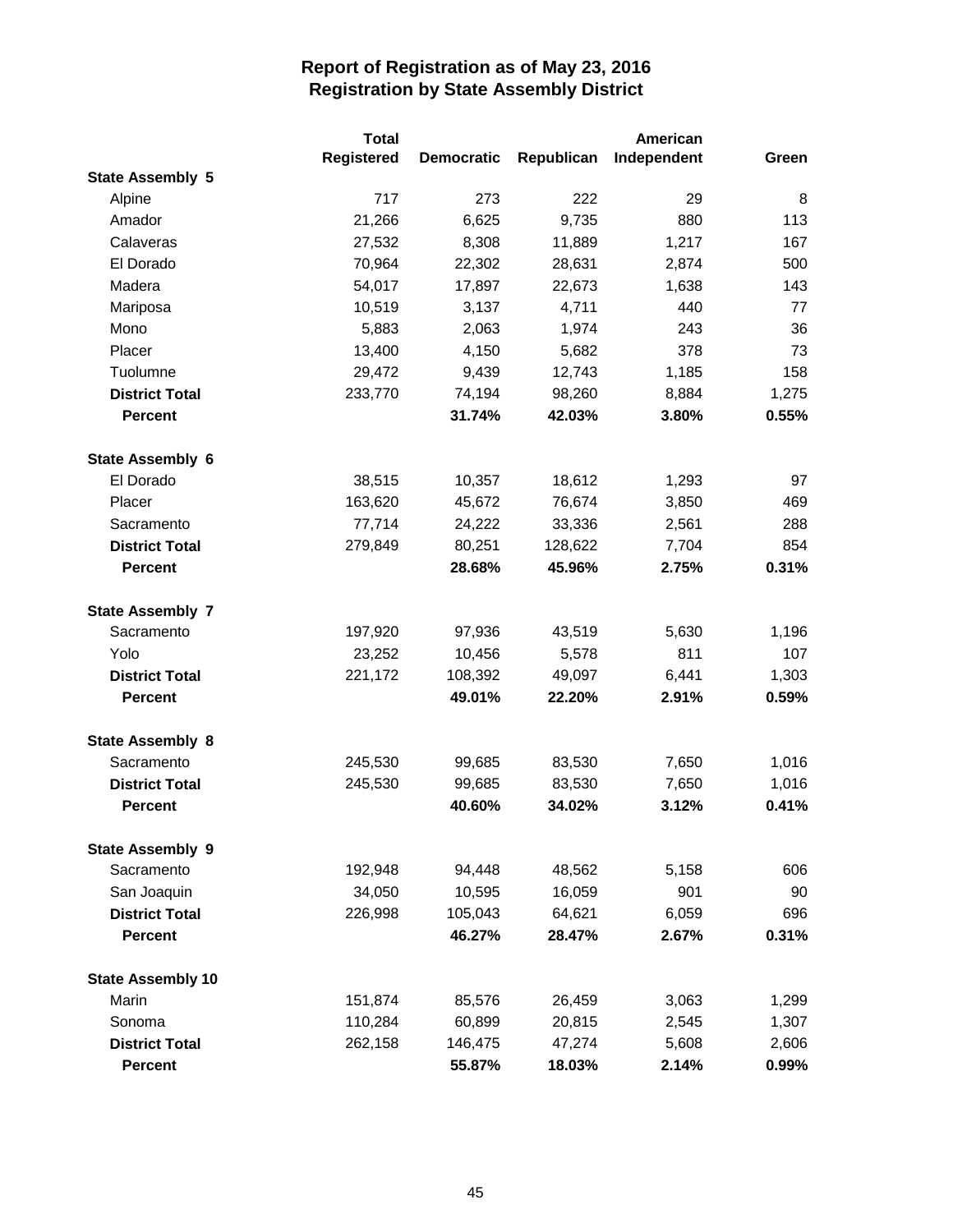# Report of Registration as of May 23, 2016
## Registration by State Assembly District

| | Total Registered | Democratic | Republican | American Independent | Green |
|---|---|---|---|---|---|
| **State Assembly 5** | | | | | |
| Alpine | 717 | 273 | 222 | 29 | 8 |
| Amador | 21,266 | 6,625 | 9,735 | 880 | 113 |
| Calaveras | 27,532 | 8,308 | 11,889 | 1,217 | 167 |
| El Dorado | 70,964 | 22,302 | 28,631 | 2,874 | 500 |
| Madera | 54,017 | 17,897 | 22,673 | 1,638 | 143 |
| Mariposa | 10,519 | 3,137 | 4,711 | 440 | 77 |
| Mono | 5,883 | 2,063 | 1,974 | 243 | 36 |
| Placer | 13,400 | 4,150 | 5,682 | 378 | 73 |
| Tuolumne | 29,472 | 9,439 | 12,743 | 1,185 | 158 |
| **District Total** | 233,770 | 74,194 | 98,260 | 8,884 | 1,275 |
| **Percent** | | **31.74%** | **42.03%** | **3.80%** | **0.55%** |
| **State Assembly 6** | | | | | |
| El Dorado | 38,515 | 10,357 | 18,612 | 1,293 | 97 |
| Placer | 163,620 | 45,672 | 76,674 | 3,850 | 469 |
| Sacramento | 77,714 | 24,222 | 33,336 | 2,561 | 288 |
| **District Total** | 279,849 | 80,251 | 128,622 | 7,704 | 854 |
| **Percent** | | **28.68%** | **45.96%** | **2.75%** | **0.31%** |
| **State Assembly 7** | | | | | |
| Sacramento | 197,920 | 97,936 | 43,519 | 5,630 | 1,196 |
| Yolo | 23,252 | 10,456 | 5,578 | 811 | 107 |
| **District Total** | 221,172 | 108,392 | 49,097 | 6,441 | 1,303 |
| **Percent** | | **49.01%** | **22.20%** | **2.91%** | **0.59%** |
| **State Assembly 8** | | | | | |
| Sacramento | 245,530 | 99,685 | 83,530 | 7,650 | 1,016 |
| **District Total** | 245,530 | 99,685 | 83,530 | 7,650 | 1,016 |
| **Percent** | | **40.60%** | **34.02%** | **3.12%** | **0.41%** |
| **State Assembly 9** | | | | | |
| Sacramento | 192,948 | 94,448 | 48,562 | 5,158 | 606 |
| San Joaquin | 34,050 | 10,595 | 16,059 | 901 | 90 |
| **District Total** | 226,998 | 105,043 | 64,621 | 6,059 | 696 |
| **Percent** | | **46.27%** | **28.47%** | **2.67%** | **0.31%** |
| **State Assembly 10** | | | | | |
| Marin | 151,874 | 85,576 | 26,459 | 3,063 | 1,299 |
| Sonoma | 110,284 | 60,899 | 20,815 | 2,545 | 1,307 |
| **District Total** | 262,158 | 146,475 | 47,274 | 5,608 | 2,606 |
| **Percent** | | **55.87%** | **18.03%** | **2.14%** | **0.99%** |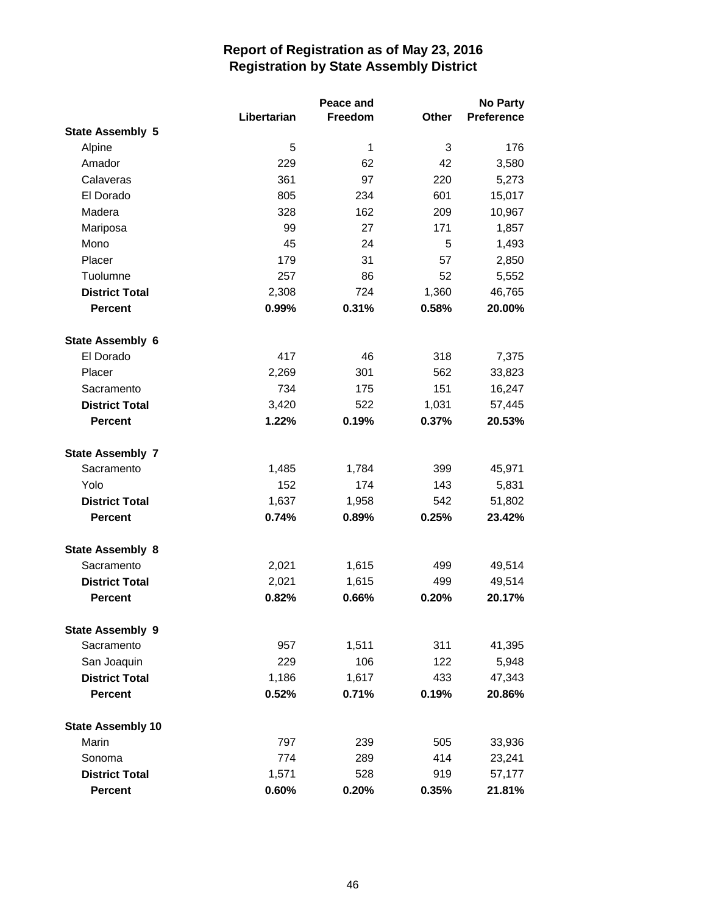# Report of Registration as of May 23, 2016
## Registration by State Assembly District

| | Libertarian | Peace and Freedom | Other | No Party Preference |
|---|---|---|---|---|
| **State Assembly 5** | | | | |
| Alpine | 5 | 1 | 3 | 176 |
| Amador | 229 | 62 | 42 | 3,580 |
| Calaveras | 361 | 97 | 220 | 5,273 |
| El Dorado | 805 | 234 | 601 | 15,017 |
| Madera | 328 | 162 | 209 | 10,967 |
| Mariposa | 99 | 27 | 171 | 1,857 |
| Mono | 45 | 24 | 5 | 1,493 |
| Placer | 179 | 31 | 57 | 2,850 |
| Tuolumne | 257 | 86 | 52 | 5,552 |
| **District Total** | 2,308 | 724 | 1,360 | 46,765 |
| **Percent** | **0.99%** | **0.31%** | **0.58%** | **20.00%** |
| **State Assembly 6** | | | | |
| El Dorado | 417 | 46 | 318 | 7,375 |
| Placer | 2,269 | 301 | 562 | 33,823 |
| Sacramento | 734 | 175 | 151 | 16,247 |
| **District Total** | 3,420 | 522 | 1,031 | 57,445 |
| **Percent** | **1.22%** | **0.19%** | **0.37%** | **20.53%** |
| **State Assembly 7** | | | | |
| Sacramento | 1,485 | 1,784 | 399 | 45,971 |
| Yolo | 152 | 174 | 143 | 5,831 |
| **District Total** | 1,637 | 1,958 | 542 | 51,802 |
| **Percent** | **0.74%** | **0.89%** | **0.25%** | **23.42%** |
| **State Assembly 8** | | | | |
| Sacramento | 2,021 | 1,615 | 499 | 49,514 |
| **District Total** | 2,021 | 1,615 | 499 | 49,514 |
| **Percent** | **0.82%** | **0.66%** | **0.20%** | **20.17%** |
| **State Assembly 9** | | | | |
| Sacramento | 957 | 1,511 | 311 | 41,395 |
| San Joaquin | 229 | 106 | 122 | 5,948 |
| **District Total** | 1,186 | 1,617 | 433 | 47,343 |
| **Percent** | **0.52%** | **0.71%** | **0.19%** | **20.86%** |
| **State Assembly 10** | | | | |
| Marin | 797 | 239 | 505 | 33,936 |
| Sonoma | 774 | 289 | 414 | 23,241 |
| **District Total** | 1,571 | 528 | 919 | 57,177 |
| **Percent** | **0.60%** | **0.20%** | **0.35%** | **21.81%** |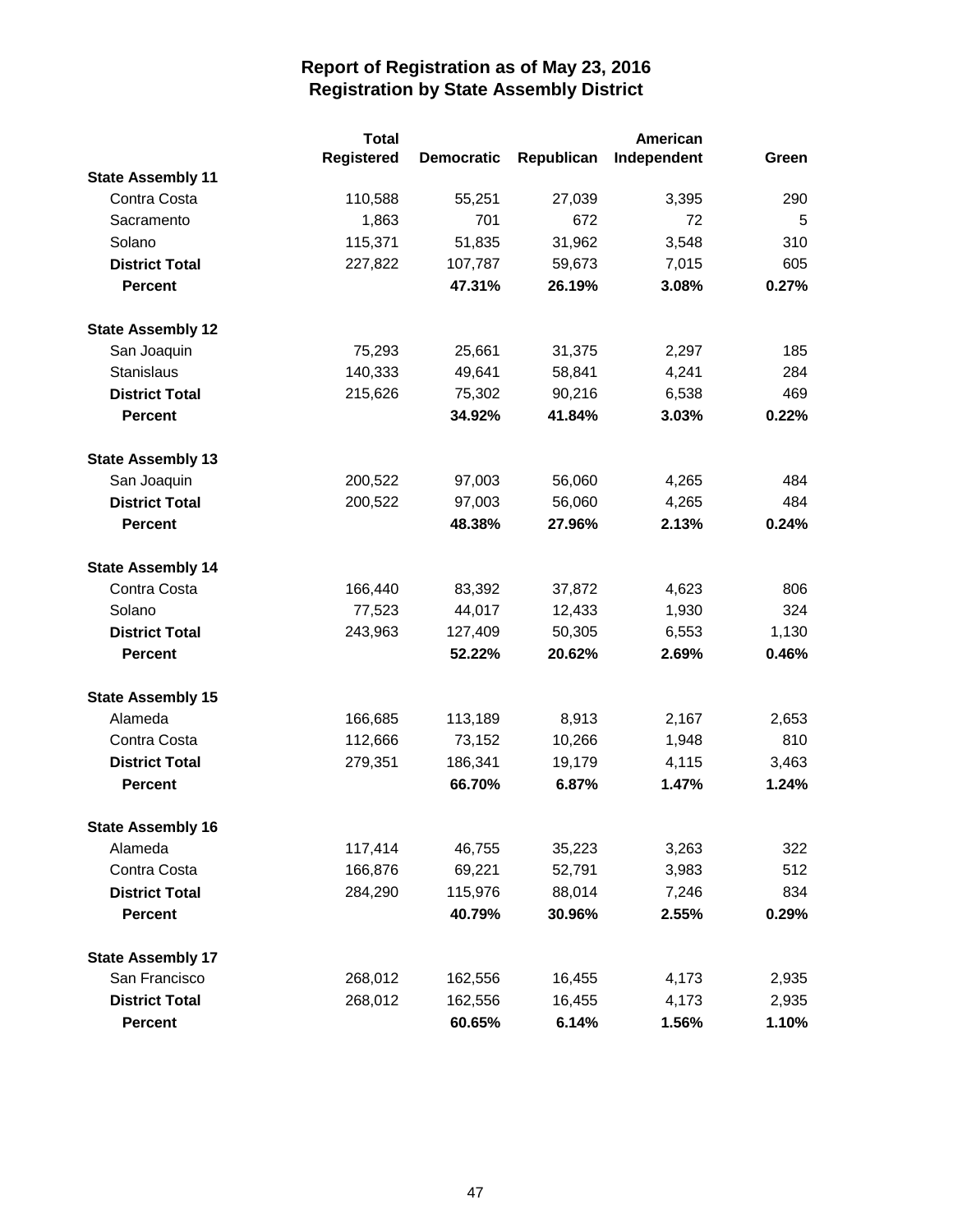# Report of Registration as of May 23, 2016
## Registration by State Assembly District

| | Total Registered | Democratic | Republican | American Independent | Green |
|---|---|---|---|---|---|
| **State Assembly 11** | | | | | |
| Contra Costa | 110,588 | 55,251 | 27,039 | 3,395 | 290 |
| Sacramento | 1,863 | 701 | 672 | 72 | 5 |
| Solano | 115,371 | 51,835 | 31,962 | 3,548 | 310 |
| **District Total** | 227,822 | 107,787 | 59,673 | 7,015 | 605 |
| **Percent** | | **47.31%** | **26.19%** | **3.08%** | **0.27%** |
| **State Assembly 12** | | | | | |
| San Joaquin | 75,293 | 25,661 | 31,375 | 2,297 | 185 |
| Stanislaus | 140,333 | 49,641 | 58,841 | 4,241 | 284 |
| **District Total** | 215,626 | 75,302 | 90,216 | 6,538 | 469 |
| **Percent** | | **34.92%** | **41.84%** | **3.03%** | **0.22%** |
| **State Assembly 13** | | | | | |
| San Joaquin | 200,522 | 97,003 | 56,060 | 4,265 | 484 |
| **District Total** | 200,522 | 97,003 | 56,060 | 4,265 | 484 |
| **Percent** | | **48.38%** | **27.96%** | **2.13%** | **0.24%** |
| **State Assembly 14** | | | | | |
| Contra Costa | 166,440 | 83,392 | 37,872 | 4,623 | 806 |
| Solano | 77,523 | 44,017 | 12,433 | 1,930 | 324 |
| **District Total** | 243,963 | 127,409 | 50,305 | 6,553 | 1,130 |
| **Percent** | | **52.22%** | **20.62%** | **2.69%** | **0.46%** |
| **State Assembly 15** | | | | | |
| Alameda | 166,685 | 113,189 | 8,913 | 2,167 | 2,653 |
| Contra Costa | 112,666 | 73,152 | 10,266 | 1,948 | 810 |
| **District Total** | 279,351 | 186,341 | 19,179 | 4,115 | 3,463 |
| **Percent** | | **66.70%** | **6.87%** | **1.47%** | **1.24%** |
| **State Assembly 16** | | | | | |
| Alameda | 117,414 | 46,755 | 35,223 | 3,263 | 322 |
| Contra Costa | 166,876 | 69,221 | 52,791 | 3,983 | 512 |
| **District Total** | 284,290 | 115,976 | 88,014 | 7,246 | 834 |
| **Percent** | | **40.79%** | **30.96%** | **2.55%** | **0.29%** |
| **State Assembly 17** | | | | | |
| San Francisco | 268,012 | 162,556 | 16,455 | 4,173 | 2,935 |
| **District Total** | 268,012 | 162,556 | 16,455 | 4,173 | 2,935 |
| **Percent** | | **60.65%** | **6.14%** | **1.56%** | **1.10%** |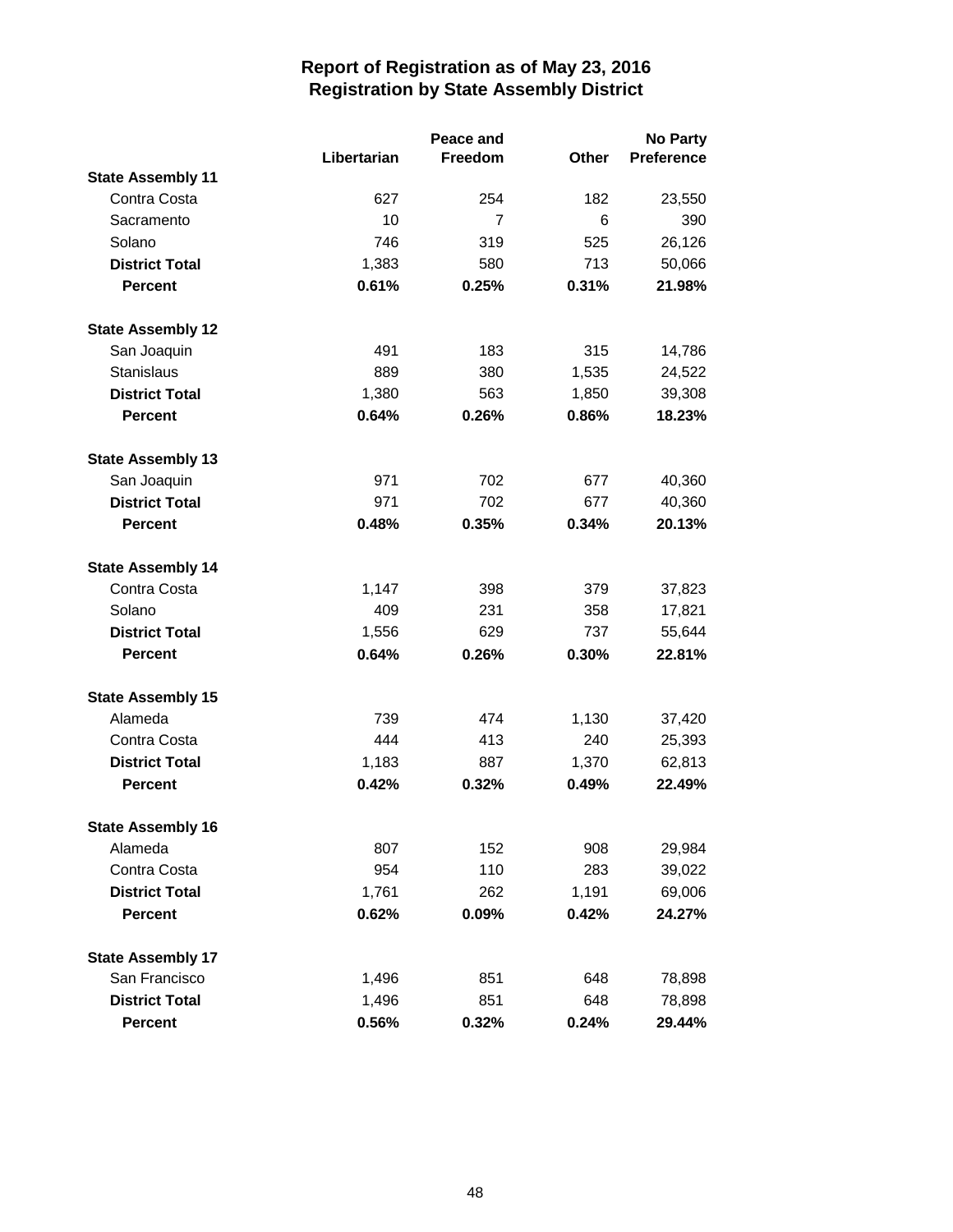# Report of Registration as of May 23, 2016
## Registration by State Assembly District

| | Libertarian | Peace and Freedom | Other | No Party Preference |
|---|---|---|---|---|
| **State Assembly 11** | | | | |
| Contra Costa | 627 | 254 | 182 | 23,550 |
| Sacramento | 10 | 7 | 6 | 390 |
| Solano | 746 | 319 | 525 | 26,126 |
| **District Total** | 1,383 | 580 | 713 | 50,066 |
| **Percent** | **0.61%** | **0.25%** | **0.31%** | **21.98%** |
| **State Assembly 12** | | | | |
| San Joaquin | 491 | 183 | 315 | 14,786 |
| Stanislaus | 889 | 380 | 1,535 | 24,522 |
| **District Total** | 1,380 | 563 | 1,850 | 39,308 |
| **Percent** | **0.64%** | **0.26%** | **0.86%** | **18.23%** |
| **State Assembly 13** | | | | |
| San Joaquin | 971 | 702 | 677 | 40,360 |
| **District Total** | 971 | 702 | 677 | 40,360 |
| **Percent** | **0.48%** | **0.35%** | **0.34%** | **20.13%** |
| **State Assembly 14** | | | | |
| Contra Costa | 1,147 | 398 | 379 | 37,823 |
| Solano | 409 | 231 | 358 | 17,821 |
| **District Total** | 1,556 | 629 | 737 | 55,644 |
| **Percent** | **0.64%** | **0.26%** | **0.30%** | **22.81%** |
| **State Assembly 15** | | | | |
| Alameda | 739 | 474 | 1,130 | 37,420 |
| Contra Costa | 444 | 413 | 240 | 25,393 |
| **District Total** | 1,183 | 887 | 1,370 | 62,813 |
| **Percent** | **0.42%** | **0.32%** | **0.49%** | **22.49%** |
| **State Assembly 16** | | | | |
| Alameda | 807 | 152 | 908 | 29,984 |
| Contra Costa | 954 | 110 | 283 | 39,022 |
| **District Total** | 1,761 | 262 | 1,191 | 69,006 |
| **Percent** | **0.62%** | **0.09%** | **0.42%** | **24.27%** |
| **State Assembly 17** | | | | |
| San Francisco | 1,496 | 851 | 648 | 78,898 |
| **District Total** | 1,496 | 851 | 648 | 78,898 |
| **Percent** | **0.56%** | **0.32%** | **0.24%** | **29.44%** |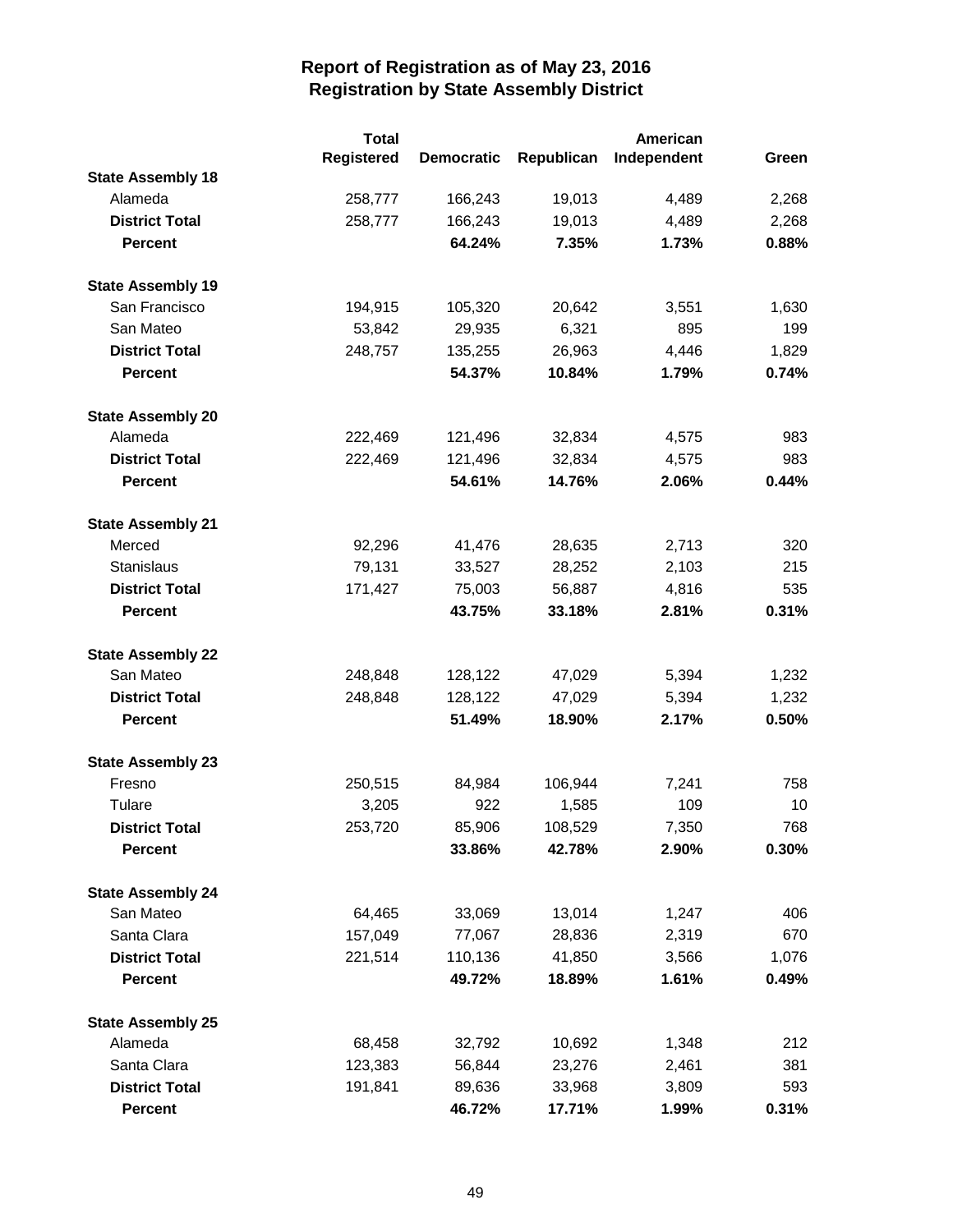# Report of Registration as of May 23, 2016
## Registration by State Assembly District

| | Total Registered | Democratic | Republican | American Independent | Green |
|---|---|---|---|---|---|
| **State Assembly 18** | | | | | |
| Alameda | 258,777 | 166,243 | 19,013 | 4,489 | 2,268 |
| **District Total** | 258,777 | 166,243 | 19,013 | 4,489 | 2,268 |
| **Percent** | | **64.24%** | **7.35%** | **1.73%** | **0.88%** |
| **State Assembly 19** | | | | | |
| San Francisco | 194,915 | 105,320 | 20,642 | 3,551 | 1,630 |
| San Mateo | 53,842 | 29,935 | 6,321 | 895 | 199 |
| **District Total** | 248,757 | 135,255 | 26,963 | 4,446 | 1,829 |
| **Percent** | | **54.37%** | **10.84%** | **1.79%** | **0.74%** |
| **State Assembly 20** | | | | | |
| Alameda | 222,469 | 121,496 | 32,834 | 4,575 | 983 |
| **District Total** | 222,469 | 121,496 | 32,834 | 4,575 | 983 |
| **Percent** | | **54.61%** | **14.76%** | **2.06%** | **0.44%** |
| **State Assembly 21** | | | | | |
| Merced | 92,296 | 41,476 | 28,635 | 2,713 | 320 |
| Stanislaus | 79,131 | 33,527 | 28,252 | 2,103 | 215 |
| **District Total** | 171,427 | 75,003 | 56,887 | 4,816 | 535 |
| **Percent** | | **43.75%** | **33.18%** | **2.81%** | **0.31%** |
| **State Assembly 22** | | | | | |
| San Mateo | 248,848 | 128,122 | 47,029 | 5,394 | 1,232 |
| **District Total** | 248,848 | 128,122 | 47,029 | 5,394 | 1,232 |
| **Percent** | | **51.49%** | **18.90%** | **2.17%** | **0.50%** |
| **State Assembly 23** | | | | | |
| Fresno | 250,515 | 84,984 | 106,944 | 7,241 | 758 |
| Tulare | 3,205 | 922 | 1,585 | 109 | 10 |
| **District Total** | 253,720 | 85,906 | 108,529 | 7,350 | 768 |
| **Percent** | | **33.86%** | **42.78%** | **2.90%** | **0.30%** |
| **State Assembly 24** | | | | | |
| San Mateo | 64,465 | 33,069 | 13,014 | 1,247 | 406 |
| Santa Clara | 157,049 | 77,067 | 28,836 | 2,319 | 670 |
| **District Total** | 221,514 | 110,136 | 41,850 | 3,566 | 1,076 |
| **Percent** | | **49.72%** | **18.89%** | **1.61%** | **0.49%** |
| **State Assembly 25** | | | | | |
| Alameda | 68,458 | 32,792 | 10,692 | 1,348 | 212 |
| Santa Clara | 123,383 | 56,844 | 23,276 | 2,461 | 381 |
| **District Total** | 191,841 | 89,636 | 33,968 | 3,809 | 593 |
| **Percent** | | **46.72%** | **17.71%** | **1.99%** | **0.31%** |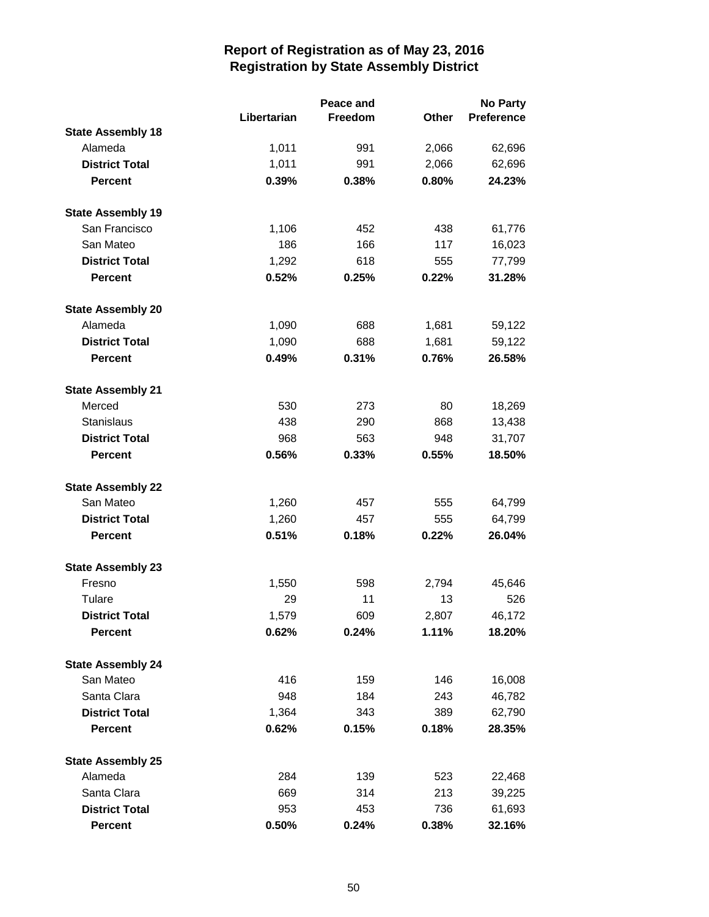# Report of Registration as of May 23, 2016
## Registration by State Assembly District

| | Libertarian | Peace and Freedom | Other | No Party Preference |
|---|---|---|---|---|
| **State Assembly 18** | | | | |
| Alameda | 1,011 | 991 | 2,066 | 62,696 |
| **District Total** | 1,011 | 991 | 2,066 | 62,696 |
| **Percent** | **0.39%** | **0.38%** | **0.80%** | **24.23%** |
| **State Assembly 19** | | | | |
| San Francisco | 1,106 | 452 | 438 | 61,776 |
| San Mateo | 186 | 166 | 117 | 16,023 |
| **District Total** | 1,292 | 618 | 555 | 77,799 |
| **Percent** | **0.52%** | **0.25%** | **0.22%** | **31.28%** |
| **State Assembly 20** | | | | |
| Alameda | 1,090 | 688 | 1,681 | 59,122 |
| **District Total** | 1,090 | 688 | 1,681 | 59,122 |
| **Percent** | **0.49%** | **0.31%** | **0.76%** | **26.58%** |
| **State Assembly 21** | | | | |
| Merced | 530 | 273 | 80 | 18,269 |
| Stanislaus | 438 | 290 | 868 | 13,438 |
| **District Total** | 968 | 563 | 948 | 31,707 |
| **Percent** | **0.56%** | **0.33%** | **0.55%** | **18.50%** |
| **State Assembly 22** | | | | |
| San Mateo | 1,260 | 457 | 555 | 64,799 |
| **District Total** | 1,260 | 457 | 555 | 64,799 |
| **Percent** | **0.51%** | **0.18%** | **0.22%** | **26.04%** |
| **State Assembly 23** | | | | |
| Fresno | 1,550 | 598 | 2,794 | 45,646 |
| Tulare | 29 | 11 | 13 | 526 |
| **District Total** | 1,579 | 609 | 2,807 | 46,172 |
| **Percent** | **0.62%** | **0.24%** | **1.11%** | **18.20%** |
| **State Assembly 24** | | | | |
| San Mateo | 416 | 159 | 146 | 16,008 |
| Santa Clara | 948 | 184 | 243 | 46,782 |
| **District Total** | 1,364 | 343 | 389 | 62,790 |
| **Percent** | **0.62%** | **0.15%** | **0.18%** | **28.35%** |
| **State Assembly 25** | | | | |
| Alameda | 284 | 139 | 523 | 22,468 |
| Santa Clara | 669 | 314 | 213 | 39,225 |
| **District Total** | 953 | 453 | 736 | 61,693 |
| **Percent** | **0.50%** | **0.24%** | **0.38%** | **32.16%** |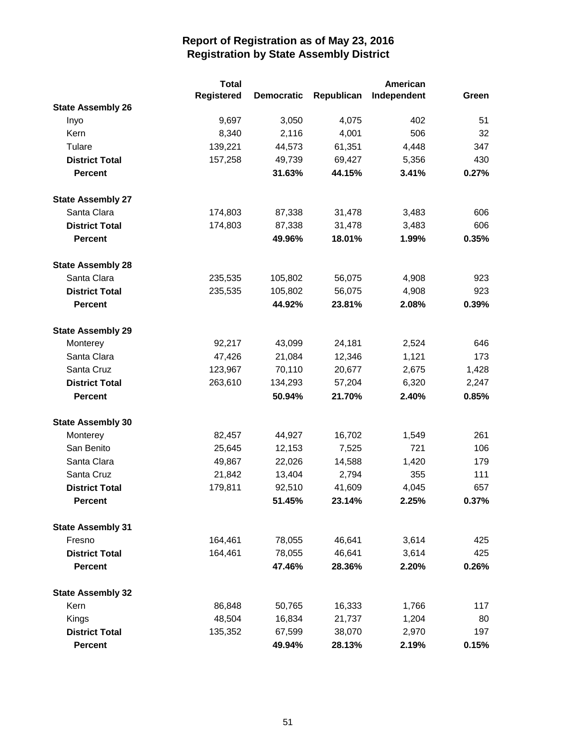# Report of Registration as of May 23, 2016
## Registration by State Assembly District

| | Total Registered | Democratic | Republican | American Independent | Green |
|---|---|---|---|---|---|
| **State Assembly 26** | | | | | |
| Inyo | 9,697 | 3,050 | 4,075 | 402 | 51 |
| Kern | 8,340 | 2,116 | 4,001 | 506 | 32 |
| Tulare | 139,221 | 44,573 | 61,351 | 4,448 | 347 |
| **District Total** | 157,258 | 49,739 | 69,427 | 5,356 | 430 |
| **Percent** | | **31.63%** | **44.15%** | **3.41%** | **0.27%** |
| **State Assembly 27** | | | | | |
| Santa Clara | 174,803 | 87,338 | 31,478 | 3,483 | 606 |
| **District Total** | 174,803 | 87,338 | 31,478 | 3,483 | 606 |
| **Percent** | | **49.96%** | **18.01%** | **1.99%** | **0.35%** |
| **State Assembly 28** | | | | | |
| Santa Clara | 235,535 | 105,802 | 56,075 | 4,908 | 923 |
| **District Total** | 235,535 | 105,802 | 56,075 | 4,908 | 923 |
| **Percent** | | **44.92%** | **23.81%** | **2.08%** | **0.39%** |
| **State Assembly 29** | | | | | |
| Monterey | 92,217 | 43,099 | 24,181 | 2,524 | 646 |
| Santa Clara | 47,426 | 21,084 | 12,346 | 1,121 | 173 |
| Santa Cruz | 123,967 | 70,110 | 20,677 | 2,675 | 1,428 |
| **District Total** | 263,610 | 134,293 | 57,204 | 6,320 | 2,247 |
| **Percent** | | **50.94%** | **21.70%** | **2.40%** | **0.85%** |
| **State Assembly 30** | | | | | |
| Monterey | 82,457 | 44,927 | 16,702 | 1,549 | 261 |
| San Benito | 25,645 | 12,153 | 7,525 | 721 | 106 |
| Santa Clara | 49,867 | 22,026 | 14,588 | 1,420 | 179 |
| Santa Cruz | 21,842 | 13,404 | 2,794 | 355 | 111 |
| **District Total** | 179,811 | 92,510 | 41,609 | 4,045 | 657 |
| **Percent** | | **51.45%** | **23.14%** | **2.25%** | **0.37%** |
| **State Assembly 31** | | | | | |
| Fresno | 164,461 | 78,055 | 46,641 | 3,614 | 425 |
| **District Total** | 164,461 | 78,055 | 46,641 | 3,614 | 425 |
| **Percent** | | **47.46%** | **28.36%** | **2.20%** | **0.26%** |
| **State Assembly 32** | | | | | |
| Kern | 86,848 | 50,765 | 16,333 | 1,766 | 117 |
| Kings | 48,504 | 16,834 | 21,737 | 1,204 | 80 |
| **District Total** | 135,352 | 67,599 | 38,070 | 2,970 | 197 |
| **Percent** | | **49.94%** | **28.13%** | **2.19%** | **0.15%** |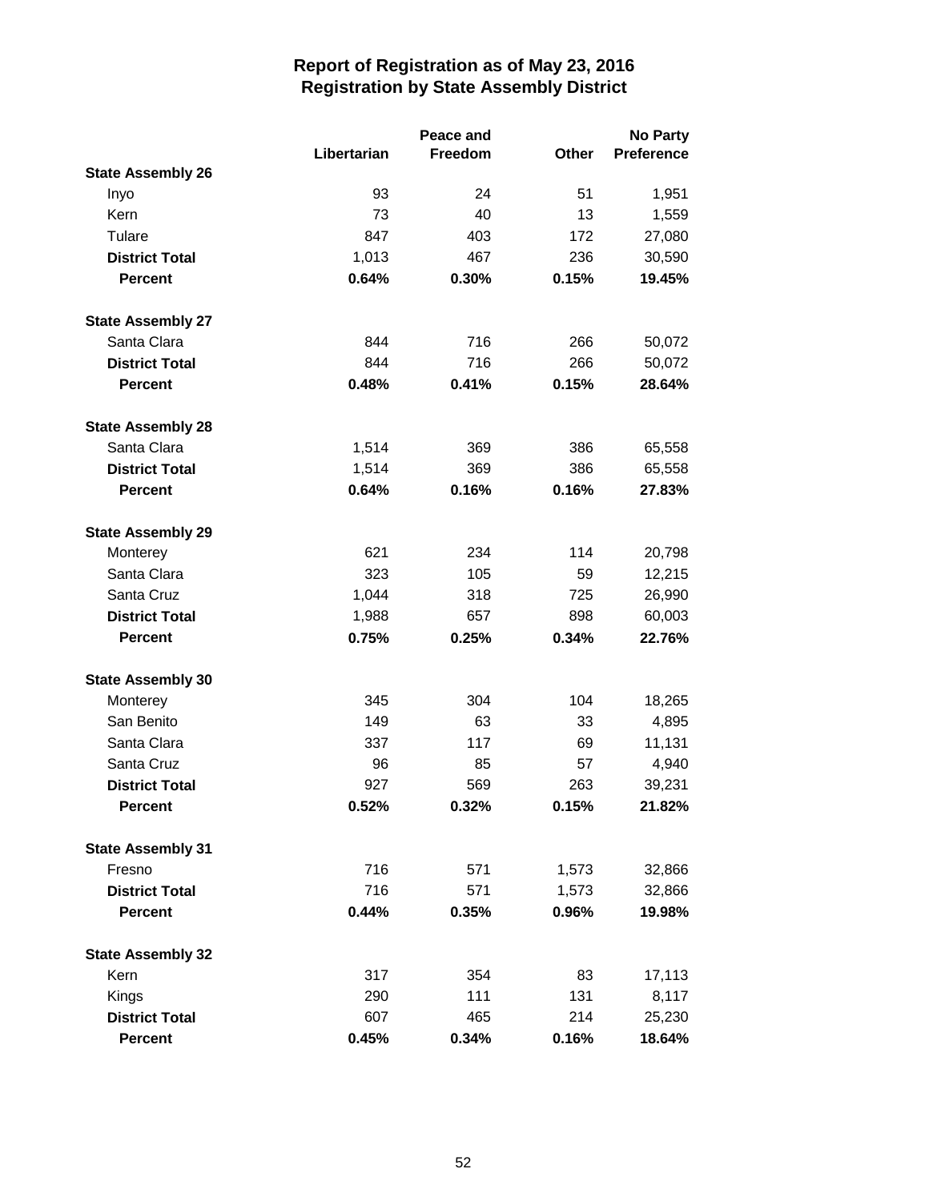# Report of Registration as of May 23, 2016
## Registration by State Assembly District

| | Libertarian | Peace and Freedom | Other | No Party Preference |
|---|---|---|---|---|
| **State Assembly 26** | | | | |
| Inyo | 93 | 24 | 51 | 1,951 |
| Kern | 73 | 40 | 13 | 1,559 |
| Tulare | 847 | 403 | 172 | 27,080 |
| **District Total** | 1,013 | 467 | 236 | 30,590 |
| **Percent** | **0.64%** | **0.30%** | **0.15%** | **19.45%** |
| **State Assembly 27** | | | | |
| Santa Clara | 844 | 716 | 266 | 50,072 |
| **District Total** | 844 | 716 | 266 | 50,072 |
| **Percent** | **0.48%** | **0.41%** | **0.15%** | **28.64%** |
| **State Assembly 28** | | | | |
| Santa Clara | 1,514 | 369 | 386 | 65,558 |
| **District Total** | 1,514 | 369 | 386 | 65,558 |
| **Percent** | **0.64%** | **0.16%** | **0.16%** | **27.83%** |
| **State Assembly 29** | | | | |
| Monterey | 621 | 234 | 114 | 20,798 |
| Santa Clara | 323 | 105 | 59 | 12,215 |
| Santa Cruz | 1,044 | 318 | 725 | 26,990 |
| **District Total** | 1,988 | 657 | 898 | 60,003 |
| **Percent** | **0.75%** | **0.25%** | **0.34%** | **22.76%** |
| **State Assembly 30** | | | | |
| Monterey | 345 | 304 | 104 | 18,265 |
| San Benito | 149 | 63 | 33 | 4,895 |
| Santa Clara | 337 | 117 | 69 | 11,131 |
| Santa Cruz | 96 | 85 | 57 | 4,940 |
| **District Total** | 927 | 569 | 263 | 39,231 |
| **Percent** | **0.52%** | **0.32%** | **0.15%** | **21.82%** |
| **State Assembly 31** | | | | |
| Fresno | 716 | 571 | 1,573 | 32,866 |
| **District Total** | 716 | 571 | 1,573 | 32,866 |
| **Percent** | **0.44%** | **0.35%** | **0.96%** | **19.98%** |
| **State Assembly 32** | | | | |
| Kern | 317 | 354 | 83 | 17,113 |
| Kings | 290 | 111 | 131 | 8,117 |
| **District Total** | 607 | 465 | 214 | 25,230 |
| **Percent** | **0.45%** | **0.34%** | **0.16%** | **18.64%** |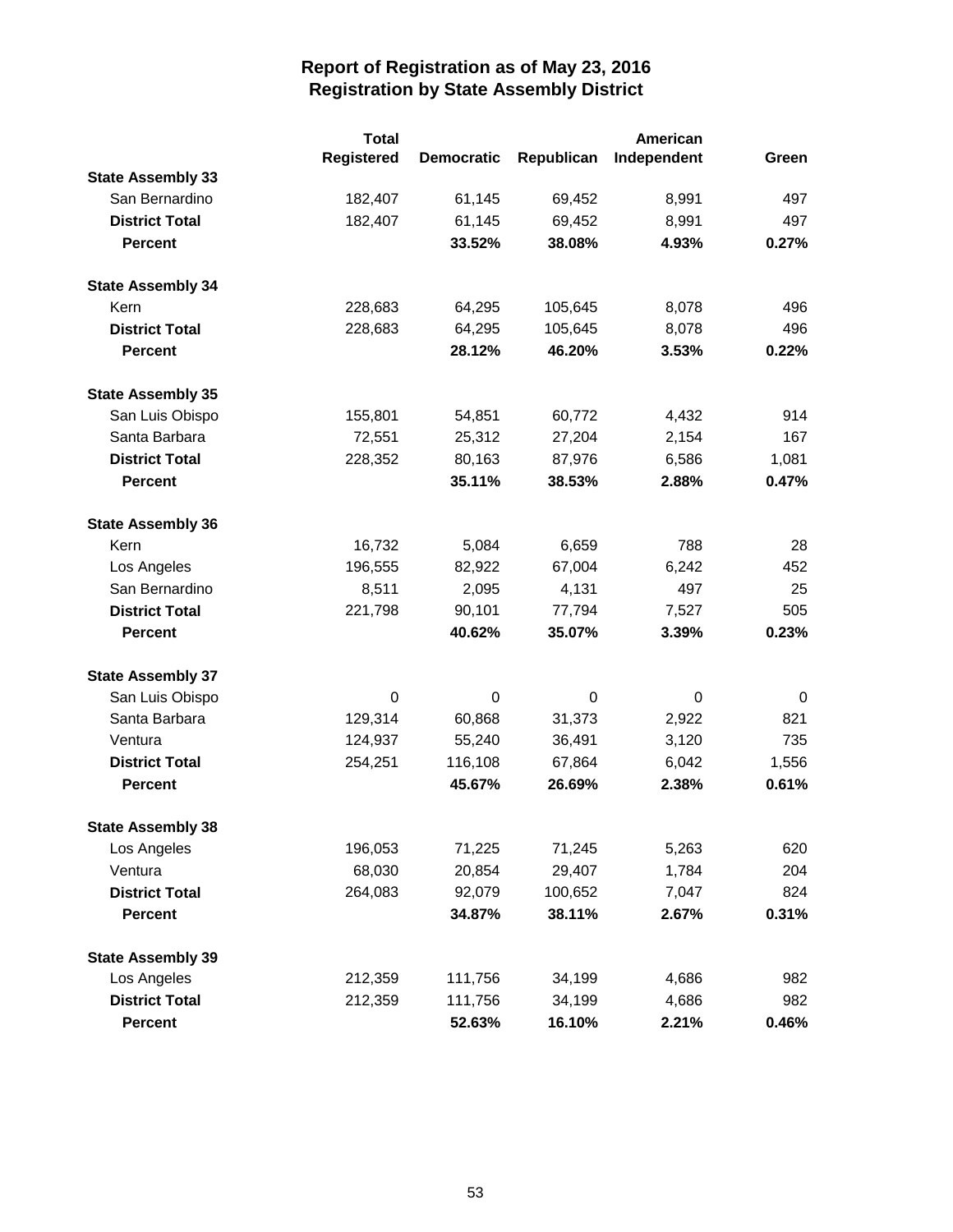# Report of Registration as of May 23, 2016
## Registration by State Assembly District

| | Total Registered | Democratic | Republican | American Independent | Green |
|---|---|---|---|---|---|
| **State Assembly 33** | | | | | |
| San Bernardino | 182,407 | 61,145 | 69,452 | 8,991 | 497 |
| **District Total** | 182,407 | 61,145 | 69,452 | 8,991 | 497 |
| **Percent** | | **33.52%** | **38.08%** | **4.93%** | **0.27%** |
| **State Assembly 34** | | | | | |
| Kern | 228,683 | 64,295 | 105,645 | 8,078 | 496 |
| **District Total** | 228,683 | 64,295 | 105,645 | 8,078 | 496 |
| **Percent** | | **28.12%** | **46.20%** | **3.53%** | **0.22%** |
| **State Assembly 35** | | | | | |
| San Luis Obispo | 155,801 | 54,851 | 60,772 | 4,432 | 914 |
| Santa Barbara | 72,551 | 25,312 | 27,204 | 2,154 | 167 |
| **District Total** | 228,352 | 80,163 | 87,976 | 6,586 | 1,081 |
| **Percent** | | **35.11%** | **38.53%** | **2.88%** | **0.47%** |
| **State Assembly 36** | | | | | |
| Kern | 16,732 | 5,084 | 6,659 | 788 | 28 |
| Los Angeles | 196,555 | 82,922 | 67,004 | 6,242 | 452 |
| San Bernardino | 8,511 | 2,095 | 4,131 | 497 | 25 |
| **District Total** | 221,798 | 90,101 | 77,794 | 7,527 | 505 |
| **Percent** | | **40.62%** | **35.07%** | **3.39%** | **0.23%** |
| **State Assembly 37** | | | | | |
| San Luis Obispo | 0 | 0 | 0 | 0 | 0 |
| Santa Barbara | 129,314 | 60,868 | 31,373 | 2,922 | 821 |
| Ventura | 124,937 | 55,240 | 36,491 | 3,120 | 735 |
| **District Total** | 254,251 | 116,108 | 67,864 | 6,042 | 1,556 |
| **Percent** | | **45.67%** | **26.69%** | **2.38%** | **0.61%** |
| **State Assembly 38** | | | | | |
| Los Angeles | 196,053 | 71,225 | 71,245 | 5,263 | 620 |
| Ventura | 68,030 | 20,854 | 29,407 | 1,784 | 204 |
| **District Total** | 264,083 | 92,079 | 100,652 | 7,047 | 824 |
| **Percent** | | **34.87%** | **38.11%** | **2.67%** | **0.31%** |
| **State Assembly 39** | | | | | |
| Los Angeles | 212,359 | 111,756 | 34,199 | 4,686 | 982 |
| **District Total** | 212,359 | 111,756 | 34,199 | 4,686 | 982 |
| **Percent** | | **52.63%** | **16.10%** | **2.21%** | **0.46%** |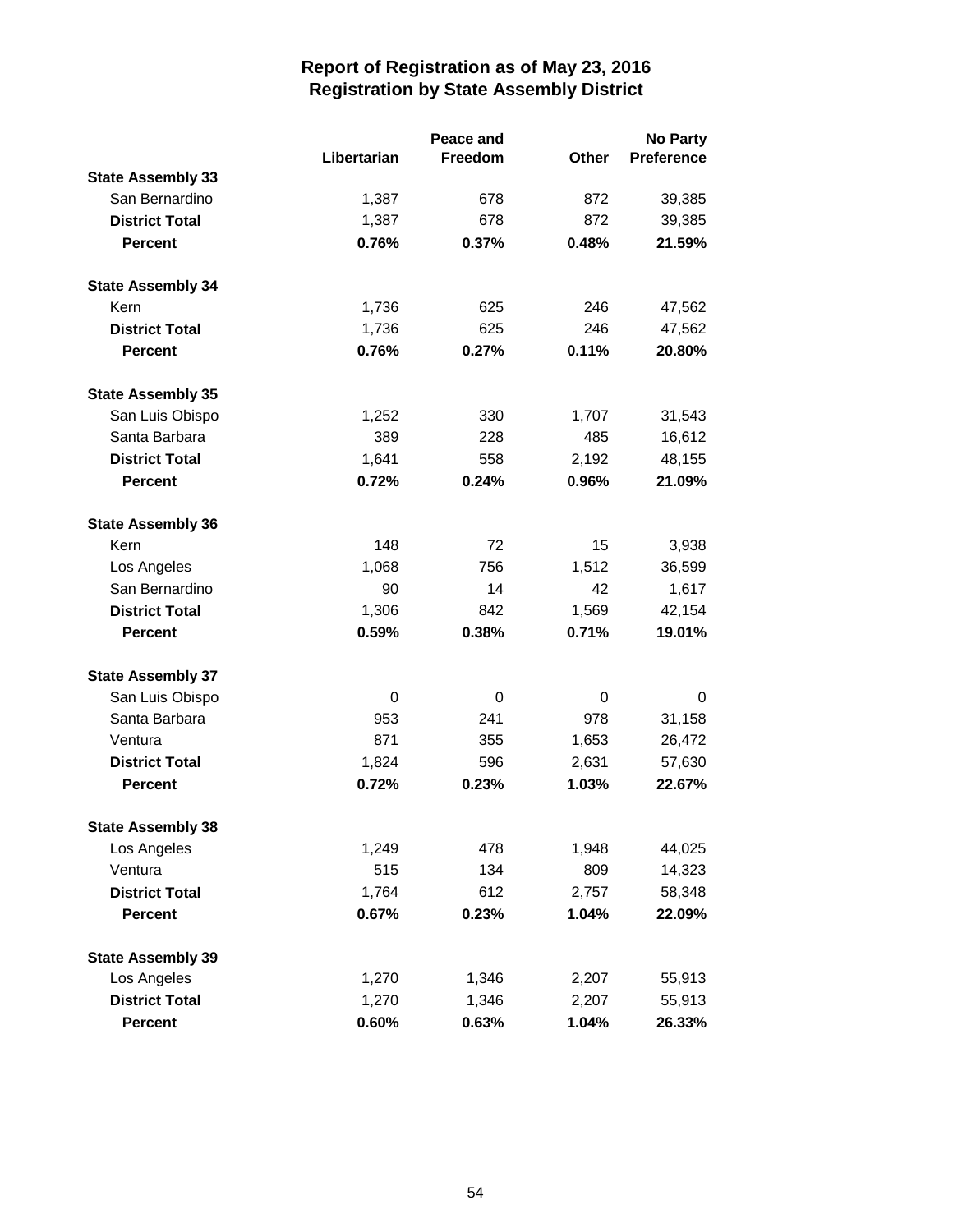# Report of Registration as of May 23, 2016
## Registration by State Assembly District

| | Libertarian | Peace and Freedom | Other | No Party Preference |
|---|---|---|---|---|
| **State Assembly 33** | | | | |
| San Bernardino | 1,387 | 678 | 872 | 39,385 |
| **District Total** | 1,387 | 678 | 872 | 39,385 |
| **Percent** | **0.76%** | **0.37%** | **0.48%** | **21.59%** |
| **State Assembly 34** | | | | |
| Kern | 1,736 | 625 | 246 | 47,562 |
| **District Total** | 1,736 | 625 | 246 | 47,562 |
| **Percent** | **0.76%** | **0.27%** | **0.11%** | **20.80%** |
| **State Assembly 35** | | | | |
| San Luis Obispo | 1,252 | 330 | 1,707 | 31,543 |
| Santa Barbara | 389 | 228 | 485 | 16,612 |
| **District Total** | 1,641 | 558 | 2,192 | 48,155 |
| **Percent** | **0.72%** | **0.24%** | **0.96%** | **21.09%** |
| **State Assembly 36** | | | | |
| Kern | 148 | 72 | 15 | 3,938 |
| Los Angeles | 1,068 | 756 | 1,512 | 36,599 |
| San Bernardino | 90 | 14 | 42 | 1,617 |
| **District Total** | 1,306 | 842 | 1,569 | 42,154 |
| **Percent** | **0.59%** | **0.38%** | **0.71%** | **19.01%** |
| **State Assembly 37** | | | | |
| San Luis Obispo | 0 | 0 | 0 | 0 |
| Santa Barbara | 953 | 241 | 978 | 31,158 |
| Ventura | 871 | 355 | 1,653 | 26,472 |
| **District Total** | 1,824 | 596 | 2,631 | 57,630 |
| **Percent** | **0.72%** | **0.23%** | **1.03%** | **22.67%** |
| **State Assembly 38** | | | | |
| Los Angeles | 1,249 | 478 | 1,948 | 44,025 |
| Ventura | 515 | 134 | 809 | 14,323 |
| **District Total** | 1,764 | 612 | 2,757 | 58,348 |
| **Percent** | **0.67%** | **0.23%** | **1.04%** | **22.09%** |
| **State Assembly 39** | | | | |
| Los Angeles | 1,270 | 1,346 | 2,207 | 55,913 |
| **District Total** | 1,270 | 1,346 | 2,207 | 55,913 |
| **Percent** | **0.60%** | **0.63%** | **1.04%** | **26.33%** |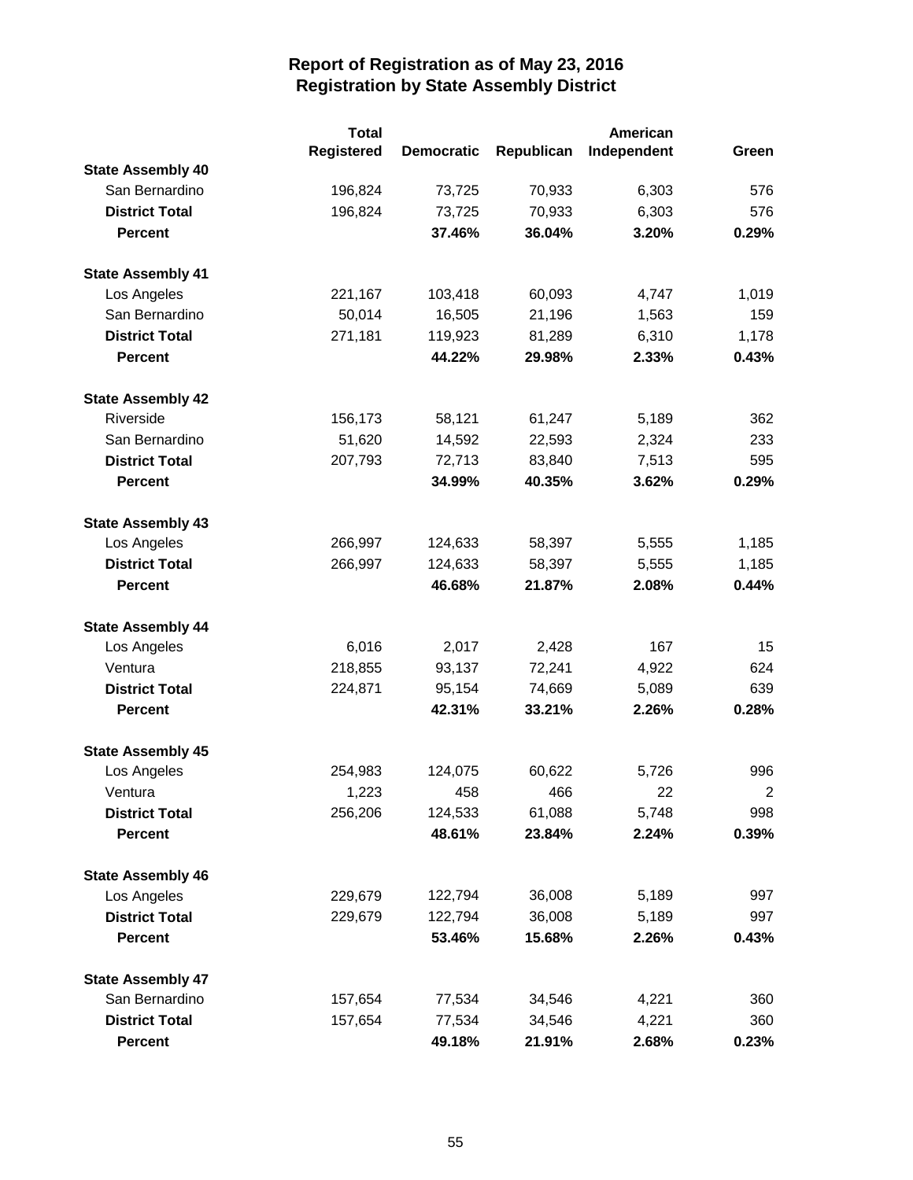# Report of Registration as of May 23, 2016
## Registration by State Assembly District

| | Total Registered | Democratic | Republican | American Independent | Green |
|---|---|---|---|---|---|
| **State Assembly 40** | | | | | |
| San Bernardino | 196,824 | 73,725 | 70,933 | 6,303 | 576 |
| **District Total** | 196,824 | 73,725 | 70,933 | 6,303 | 576 |
| **Percent** | | **37.46%** | **36.04%** | **3.20%** | **0.29%** |
| **State Assembly 41** | | | | | |
| Los Angeles | 221,167 | 103,418 | 60,093 | 4,747 | 1,019 |
| San Bernardino | 50,014 | 16,505 | 21,196 | 1,563 | 159 |
| **District Total** | 271,181 | 119,923 | 81,289 | 6,310 | 1,178 |
| **Percent** | | **44.22%** | **29.98%** | **2.33%** | **0.43%** |
| **State Assembly 42** | | | | | |
| Riverside | 156,173 | 58,121 | 61,247 | 5,189 | 362 |
| San Bernardino | 51,620 | 14,592 | 22,593 | 2,324 | 233 |
| **District Total** | 207,793 | 72,713 | 83,840 | 7,513 | 595 |
| **Percent** | | **34.99%** | **40.35%** | **3.62%** | **0.29%** |
| **State Assembly 43** | | | | | |
| Los Angeles | 266,997 | 124,633 | 58,397 | 5,555 | 1,185 |
| **District Total** | 266,997 | 124,633 | 58,397 | 5,555 | 1,185 |
| **Percent** | | **46.68%** | **21.87%** | **2.08%** | **0.44%** |
| **State Assembly 44** | | | | | |
| Los Angeles | 6,016 | 2,017 | 2,428 | 167 | 15 |
| Ventura | 218,855 | 93,137 | 72,241 | 4,922 | 624 |
| **District Total** | 224,871 | 95,154 | 74,669 | 5,089 | 639 |
| **Percent** | | **42.31%** | **33.21%** | **2.26%** | **0.28%** |
| **State Assembly 45** | | | | | |
| Los Angeles | 254,983 | 124,075 | 60,622 | 5,726 | 996 |
| Ventura | 1,223 | 458 | 466 | 22 | 2 |
| **District Total** | 256,206 | 124,533 | 61,088 | 5,748 | 998 |
| **Percent** | | **48.61%** | **23.84%** | **2.24%** | **0.39%** |
| **State Assembly 46** | | | | | |
| Los Angeles | 229,679 | 122,794 | 36,008 | 5,189 | 997 |
| **District Total** | 229,679 | 122,794 | 36,008 | 5,189 | 997 |
| **Percent** | | **53.46%** | **15.68%** | **2.26%** | **0.43%** |
| **State Assembly 47** | | | | | |
| San Bernardino | 157,654 | 77,534 | 34,546 | 4,221 | 360 |
| **District Total** | 157,654 | 77,534 | 34,546 | 4,221 | 360 |
| **Percent** | | **49.18%** | **21.91%** | **2.68%** | **0.23%** |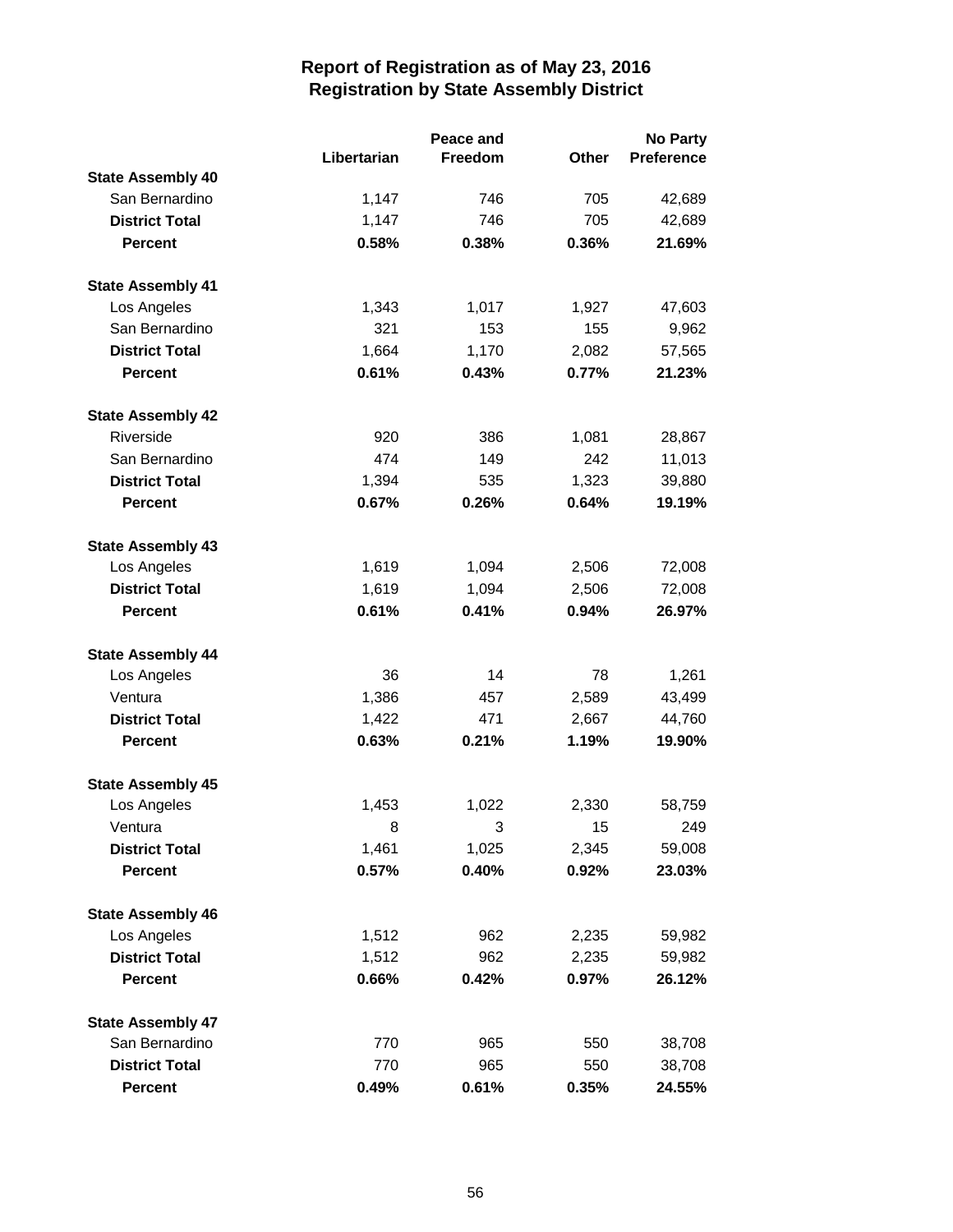# Report of Registration as of May 23, 2016
## Registration by State Assembly District

| | Libertarian | Peace and Freedom | Other | No Party Preference |
|---|---|---|---|---|
| **State Assembly 40** | | | | |
| San Bernardino | 1,147 | 746 | 705 | 42,689 |
| **District Total** | 1,147 | 746 | 705 | 42,689 |
| **Percent** | **0.58%** | **0.38%** | **0.36%** | **21.69%** |
| **State Assembly 41** | | | | |
| Los Angeles | 1,343 | 1,017 | 1,927 | 47,603 |
| San Bernardino | 321 | 153 | 155 | 9,962 |
| **District Total** | 1,664 | 1,170 | 2,082 | 57,565 |
| **Percent** | **0.61%** | **0.43%** | **0.77%** | **21.23%** |
| **State Assembly 42** | | | | |
| Riverside | 920 | 386 | 1,081 | 28,867 |
| San Bernardino | 474 | 149 | 242 | 11,013 |
| **District Total** | 1,394 | 535 | 1,323 | 39,880 |
| **Percent** | **0.67%** | **0.26%** | **0.64%** | **19.19%** |
| **State Assembly 43** | | | | |
| Los Angeles | 1,619 | 1,094 | 2,506 | 72,008 |
| **District Total** | 1,619 | 1,094 | 2,506 | 72,008 |
| **Percent** | **0.61%** | **0.41%** | **0.94%** | **26.97%** |
| **State Assembly 44** | | | | |
| Los Angeles | 36 | 14 | 78 | 1,261 |
| Ventura | 1,386 | 457 | 2,589 | 43,499 |
| **District Total** | 1,422 | 471 | 2,667 | 44,760 |
| **Percent** | **0.63%** | **0.21%** | **1.19%** | **19.90%** |
| **State Assembly 45** | | | | |
| Los Angeles | 1,453 | 1,022 | 2,330 | 58,759 |
| Ventura | 8 | 3 | 15 | 249 |
| **District Total** | 1,461 | 1,025 | 2,345 | 59,008 |
| **Percent** | **0.57%** | **0.40%** | **0.92%** | **23.03%** |
| **State Assembly 46** | | | | |
| Los Angeles | 1,512 | 962 | 2,235 | 59,982 |
| **District Total** | 1,512 | 962 | 2,235 | 59,982 |
| **Percent** | **0.66%** | **0.42%** | **0.97%** | **26.12%** |
| **State Assembly 47** | | | | |
| San Bernardino | 770 | 965 | 550 | 38,708 |
| **District Total** | 770 | 965 | 550 | 38,708 |
| **Percent** | **0.49%** | **0.61%** | **0.35%** | **24.55%** |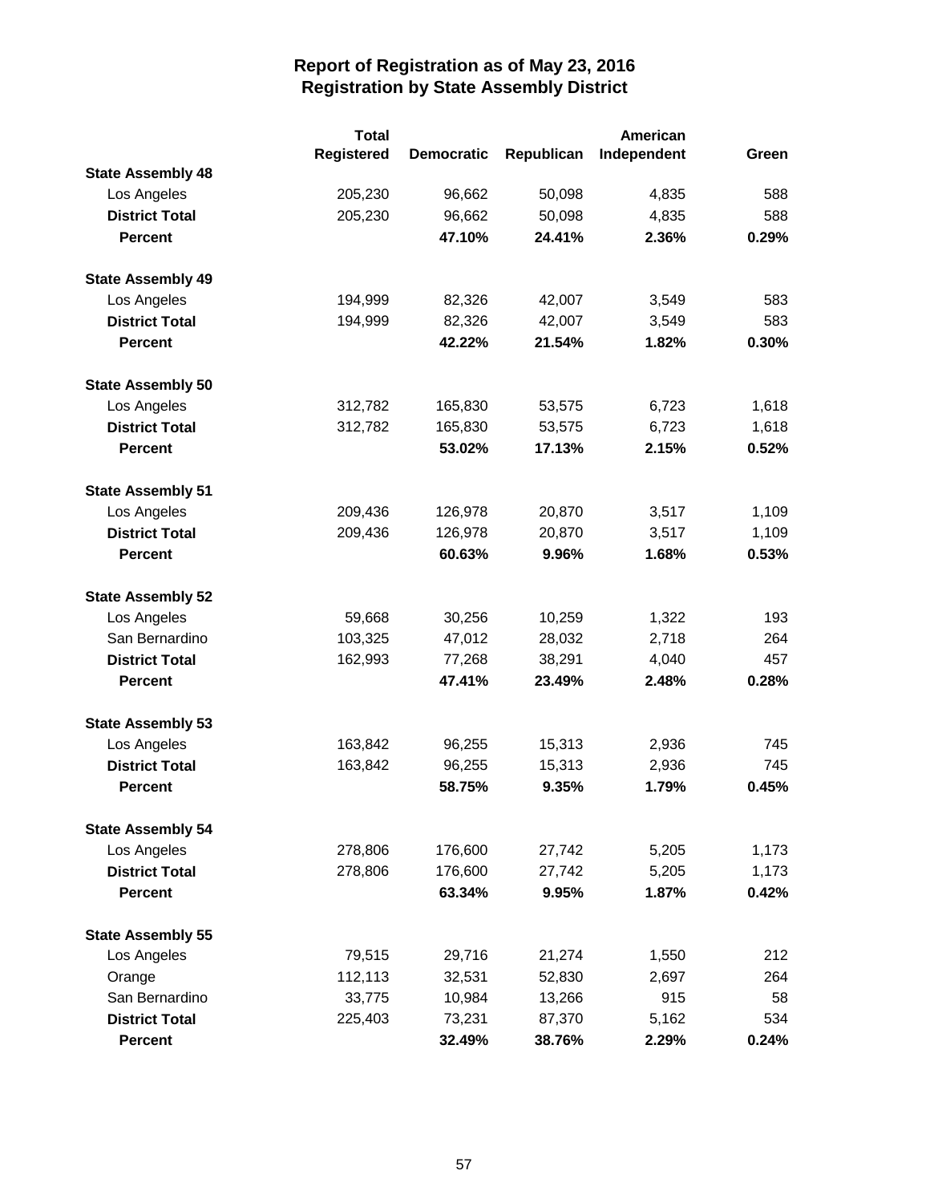# Report of Registration as of May 23, 2016
## Registration by State Assembly District

| | Total Registered | Democratic | Republican | American Independent | Green |
|---|---|---|---|---|---|
| **State Assembly 48** | | | | | |
| Los Angeles | 205,230 | 96,662 | 50,098 | 4,835 | 588 |
| **District Total** | 205,230 | 96,662 | 50,098 | 4,835 | 588 |
| **Percent** | | **47.10%** | **24.41%** | **2.36%** | **0.29%** |
| **State Assembly 49** | | | | | |
| Los Angeles | 194,999 | 82,326 | 42,007 | 3,549 | 583 |
| **District Total** | 194,999 | 82,326 | 42,007 | 3,549 | 583 |
| **Percent** | | **42.22%** | **21.54%** | **1.82%** | **0.30%** |
| **State Assembly 50** | | | | | |
| Los Angeles | 312,782 | 165,830 | 53,575 | 6,723 | 1,618 |
| **District Total** | 312,782 | 165,830 | 53,575 | 6,723 | 1,618 |
| **Percent** | | **53.02%** | **17.13%** | **2.15%** | **0.52%** |
| **State Assembly 51** | | | | | |
| Los Angeles | 209,436 | 126,978 | 20,870 | 3,517 | 1,109 |
| **District Total** | 209,436 | 126,978 | 20,870 | 3,517 | 1,109 |
| **Percent** | | **60.63%** | **9.96%** | **1.68%** | **0.53%** |
| **State Assembly 52** | | | | | |
| Los Angeles | 59,668 | 30,256 | 10,259 | 1,322 | 193 |
| San Bernardino | 103,325 | 47,012 | 28,032 | 2,718 | 264 |
| **District Total** | 162,993 | 77,268 | 38,291 | 4,040 | 457 |
| **Percent** | | **47.41%** | **23.49%** | **2.48%** | **0.28%** |
| **State Assembly 53** | | | | | |
| Los Angeles | 163,842 | 96,255 | 15,313 | 2,936 | 745 |
| **District Total** | 163,842 | 96,255 | 15,313 | 2,936 | 745 |
| **Percent** | | **58.75%** | **9.35%** | **1.79%** | **0.45%** |
| **State Assembly 54** | | | | | |
| Los Angeles | 278,806 | 176,600 | 27,742 | 5,205 | 1,173 |
| **District Total** | 278,806 | 176,600 | 27,742 | 5,205 | 1,173 |
| **Percent** | | **63.34%** | **9.95%** | **1.87%** | **0.42%** |
| **State Assembly 55** | | | | | |
| Los Angeles | 79,515 | 29,716 | 21,274 | 1,550 | 212 |
| Orange | 112,113 | 32,531 | 52,830 | 2,697 | 264 |
| San Bernardino | 33,775 | 10,984 | 13,266 | 915 | 58 |
| **District Total** | 225,403 | 73,231 | 87,370 | 5,162 | 534 |
| **Percent** | | **32.49%** | **38.76%** | **2.29%** | **0.24%** |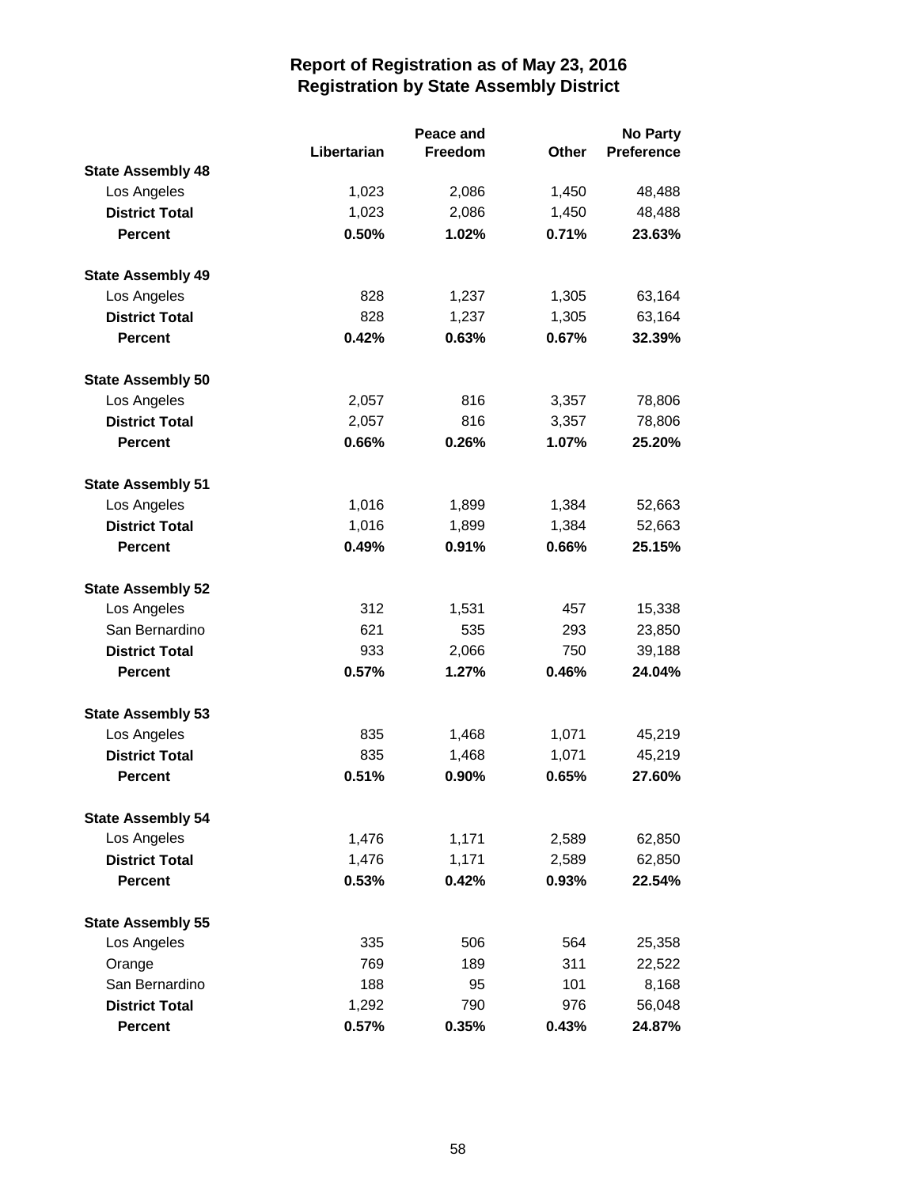# Report of Registration as of May 23, 2016
## Registration by State Assembly District

| | Libertarian | Peace and Freedom | Other | No Party Preference |
|---|---|---|---|---|
| **State Assembly 48** | | | | |
| Los Angeles | 1,023 | 2,086 | 1,450 | 48,488 |
| **District Total** | 1,023 | 2,086 | 1,450 | 48,488 |
| **Percent** | **0.50%** | **1.02%** | **0.71%** | **23.63%** |
| **State Assembly 49** | | | | |
| Los Angeles | 828 | 1,237 | 1,305 | 63,164 |
| **District Total** | 828 | 1,237 | 1,305 | 63,164 |
| **Percent** | **0.42%** | **0.63%** | **0.67%** | **32.39%** |
| **State Assembly 50** | | | | |
| Los Angeles | 2,057 | 816 | 3,357 | 78,806 |
| **District Total** | 2,057 | 816 | 3,357 | 78,806 |
| **Percent** | **0.66%** | **0.26%** | **1.07%** | **25.20%** |
| **State Assembly 51** | | | | |
| Los Angeles | 1,016 | 1,899 | 1,384 | 52,663 |
| **District Total** | 1,016 | 1,899 | 1,384 | 52,663 |
| **Percent** | **0.49%** | **0.91%** | **0.66%** | **25.15%** |
| **State Assembly 52** | | | | |
| Los Angeles | 312 | 1,531 | 457 | 15,338 |
| San Bernardino | 621 | 535 | 293 | 23,850 |
| **District Total** | 933 | 2,066 | 750 | 39,188 |
| **Percent** | **0.57%** | **1.27%** | **0.46%** | **24.04%** |
| **State Assembly 53** | | | | |
| Los Angeles | 835 | 1,468 | 1,071 | 45,219 |
| **District Total** | 835 | 1,468 | 1,071 | 45,219 |
| **Percent** | **0.51%** | **0.90%** | **0.65%** | **27.60%** |
| **State Assembly 54** | | | | |
| Los Angeles | 1,476 | 1,171 | 2,589 | 62,850 |
| **District Total** | 1,476 | 1,171 | 2,589 | 62,850 |
| **Percent** | **0.53%** | **0.42%** | **0.93%** | **22.54%** |
| **State Assembly 55** | | | | |
| Los Angeles | 335 | 506 | 564 | 25,358 |
| Orange | 769 | 189 | 311 | 22,522 |
| San Bernardino | 188 | 95 | 101 | 8,168 |
| **District Total** | 1,292 | 790 | 976 | 56,048 |
| **Percent** | **0.57%** | **0.35%** | **0.43%** | **24.87%** |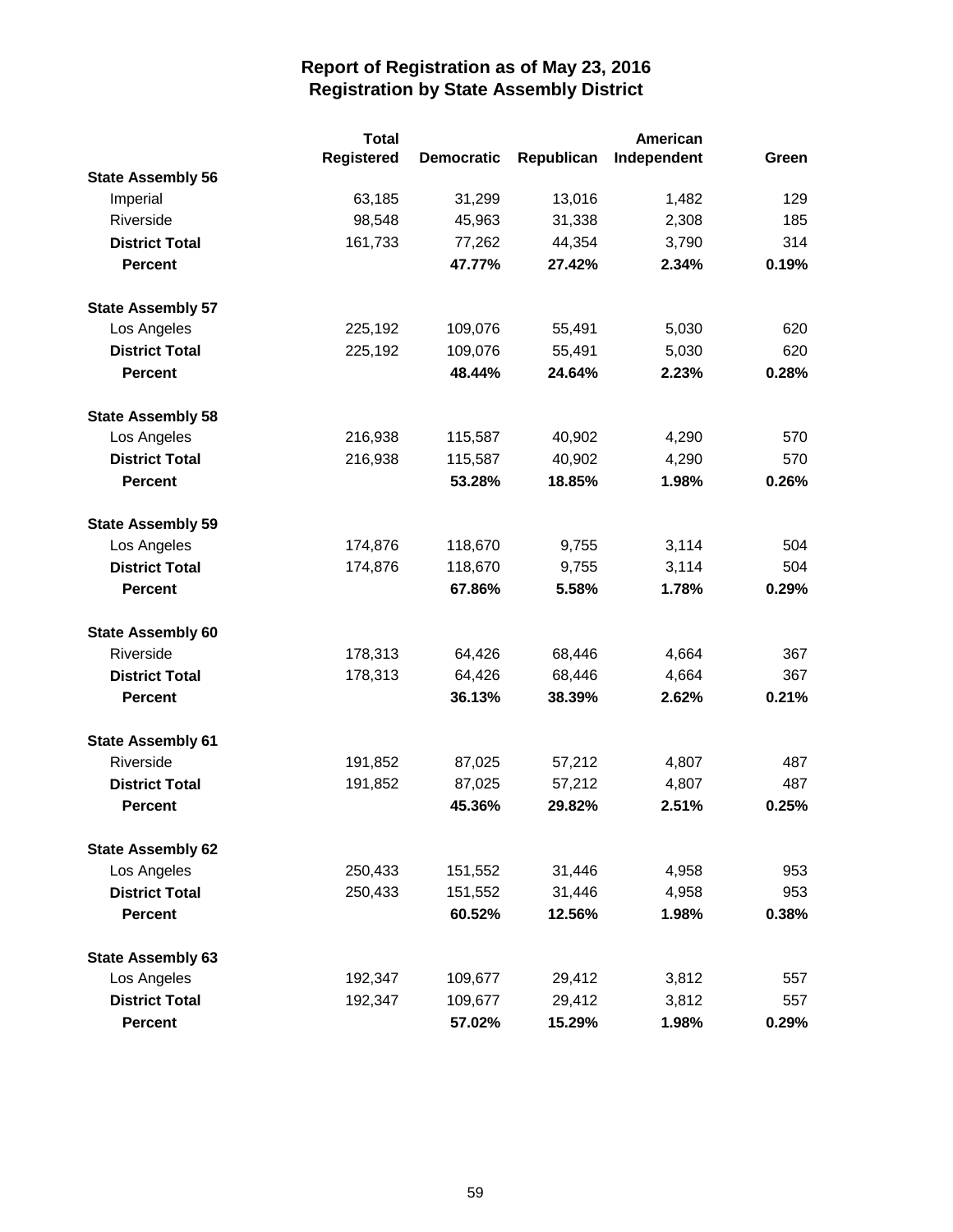# Report of Registration as of May 23, 2016
## Registration by State Assembly District

| | Total Registered | Democratic | Republican | American Independent | Green |
|---|---|---|---|---|---|
| **State Assembly 56** | | | | | |
| Imperial | 63,185 | 31,299 | 13,016 | 1,482 | 129 |
| Riverside | 98,548 | 45,963 | 31,338 | 2,308 | 185 |
| **District Total** | 161,733 | 77,262 | 44,354 | 3,790 | 314 |
| **Percent** | | **47.77%** | **27.42%** | **2.34%** | **0.19%** |
| **State Assembly 57** | | | | | |
| Los Angeles | 225,192 | 109,076 | 55,491 | 5,030 | 620 |
| **District Total** | 225,192 | 109,076 | 55,491 | 5,030 | 620 |
| **Percent** | | **48.44%** | **24.64%** | **2.23%** | **0.28%** |
| **State Assembly 58** | | | | | |
| Los Angeles | 216,938 | 115,587 | 40,902 | 4,290 | 570 |
| **District Total** | 216,938 | 115,587 | 40,902 | 4,290 | 570 |
| **Percent** | | **53.28%** | **18.85%** | **1.98%** | **0.26%** |
| **State Assembly 59** | | | | | |
| Los Angeles | 174,876 | 118,670 | 9,755 | 3,114 | 504 |
| **District Total** | 174,876 | 118,670 | 9,755 | 3,114 | 504 |
| **Percent** | | **67.86%** | **5.58%** | **1.78%** | **0.29%** |
| **State Assembly 60** | | | | | |
| Riverside | 178,313 | 64,426 | 68,446 | 4,664 | 367 |
| **District Total** | 178,313 | 64,426 | 68,446 | 4,664 | 367 |
| **Percent** | | **36.13%** | **38.39%** | **2.62%** | **0.21%** |
| **State Assembly 61** | | | | | |
| Riverside | 191,852 | 87,025 | 57,212 | 4,807 | 487 |
| **District Total** | 191,852 | 87,025 | 57,212 | 4,807 | 487 |
| **Percent** | | **45.36%** | **29.82%** | **2.51%** | **0.25%** |
| **State Assembly 62** | | | | | |
| Los Angeles | 250,433 | 151,552 | 31,446 | 4,958 | 953 |
| **District Total** | 250,433 | 151,552 | 31,446 | 4,958 | 953 |
| **Percent** | | **60.52%** | **12.56%** | **1.98%** | **0.38%** |
| **State Assembly 63** | | | | | |
| Los Angeles | 192,347 | 109,677 | 29,412 | 3,812 | 557 |
| **District Total** | 192,347 | 109,677 | 29,412 | 3,812 | 557 |
| **Percent** | | **57.02%** | **15.29%** | **1.98%** | **0.29%** |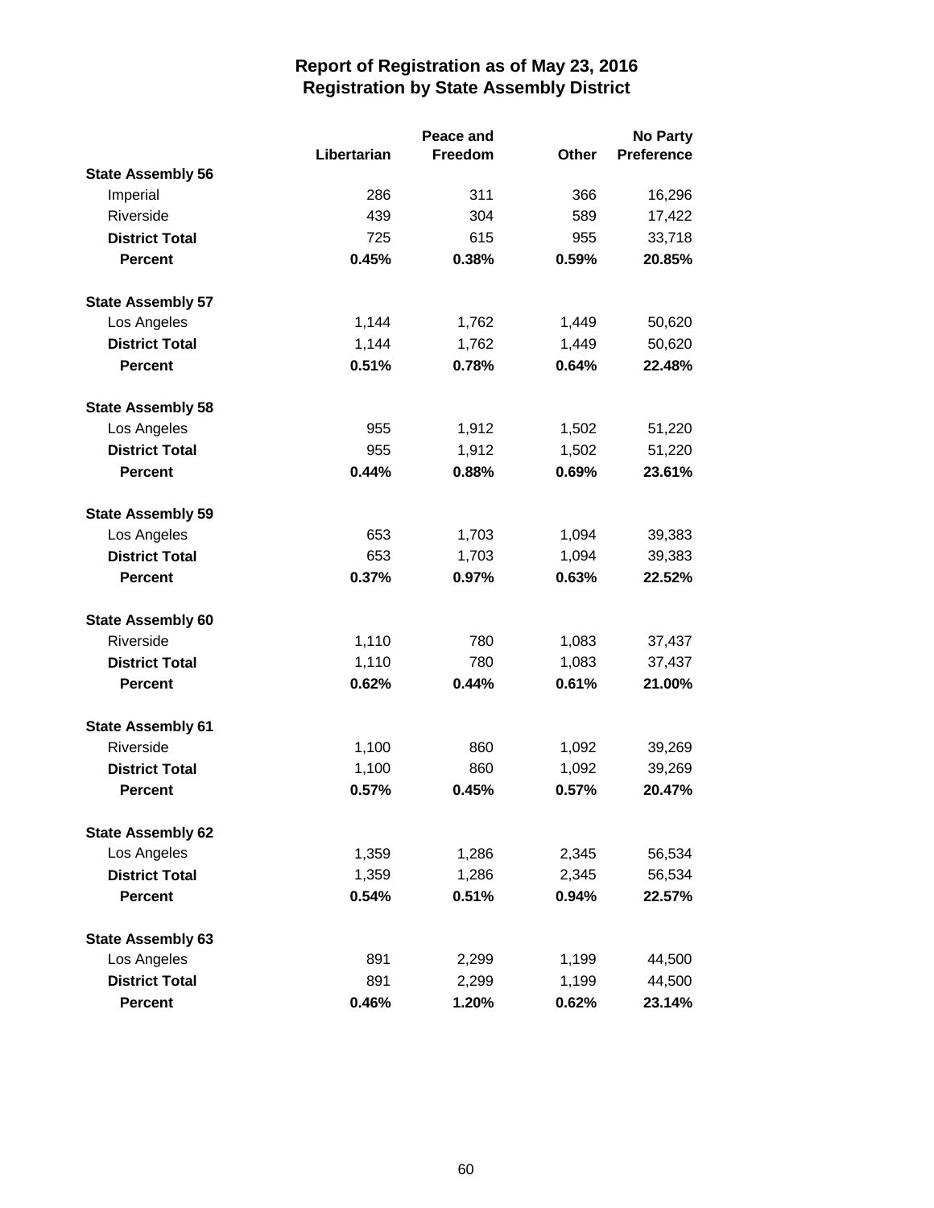# Report of Registration as of May 23, 2016
## Registration by State Assembly District

| | Libertarian | Peace and Freedom | Other | No Party Preference |
|---|---|---|---|---|
| **State Assembly 56** | | | | |
| Imperial | 286 | 311 | 366 | 16,296 |
| Riverside | 439 | 304 | 589 | 17,422 |
| **District Total** | 725 | 615 | 955 | 33,718 |
| **Percent** | **0.45%** | **0.38%** | **0.59%** | **20.85%** |
| **State Assembly 57** | | | | |
| Los Angeles | 1,144 | 1,762 | 1,449 | 50,620 |
| **District Total** | 1,144 | 1,762 | 1,449 | 50,620 |
| **Percent** | **0.51%** | **0.78%** | **0.64%** | **22.48%** |
| **State Assembly 58** | | | | |
| Los Angeles | 955 | 1,912 | 1,502 | 51,220 |
| **District Total** | 955 | 1,912 | 1,502 | 51,220 |
| **Percent** | **0.44%** | **0.88%** | **0.69%** | **23.61%** |
| **State Assembly 59** | | | | |
| Los Angeles | 653 | 1,703 | 1,094 | 39,383 |
| **District Total** | 653 | 1,703 | 1,094 | 39,383 |
| **Percent** | **0.37%** | **0.97%** | **0.63%** | **22.52%** |
| **State Assembly 60** | | | | |
| Riverside | 1,110 | 780 | 1,083 | 37,437 |
| **District Total** | 1,110 | 780 | 1,083 | 37,437 |
| **Percent** | **0.62%** | **0.44%** | **0.61%** | **21.00%** |
| **State Assembly 61** | | | | |
| Riverside | 1,100 | 860 | 1,092 | 39,269 |
| **District Total** | 1,100 | 860 | 1,092 | 39,269 |
| **Percent** | **0.57%** | **0.45%** | **0.57%** | **20.47%** |
| **State Assembly 62** | | | | |
| Los Angeles | 1,359 | 1,286 | 2,345 | 56,534 |
| **District Total** | 1,359 | 1,286 | 2,345 | 56,534 |
| **Percent** | **0.54%** | **0.51%** | **0.94%** | **22.57%** |
| **State Assembly 63** | | | | |
| Los Angeles | 891 | 2,299 | 1,199 | 44,500 |
| **District Total** | 891 | 2,299 | 1,199 | 44,500 |
| **Percent** | **0.46%** | **1.20%** | **0.62%** | **23.14%** |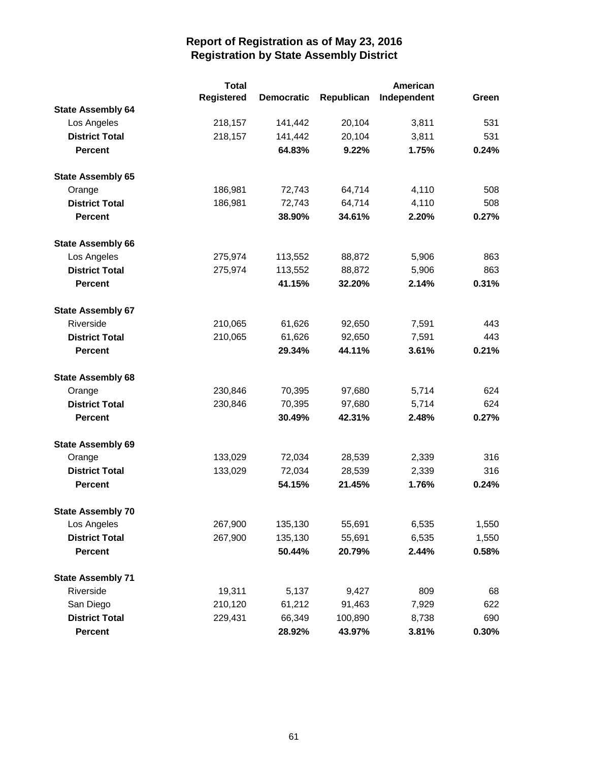# Report of Registration as of May 23, 2016
## Registration by State Assembly District

| | Total Registered | Democratic | Republican | American Independent | Green |
|---|---|---|---|---|---|
| **State Assembly 64** | | | | | |
| Los Angeles | 218,157 | 141,442 | 20,104 | 3,811 | 531 |
| **District Total** | 218,157 | 141,442 | 20,104 | 3,811 | 531 |
| **Percent** | | **64.83%** | **9.22%** | **1.75%** | **0.24%** |
| **State Assembly 65** | | | | | |
| Orange | 186,981 | 72,743 | 64,714 | 4,110 | 508 |
| **District Total** | 186,981 | 72,743 | 64,714 | 4,110 | 508 |
| **Percent** | | **38.90%** | **34.61%** | **2.20%** | **0.27%** |
| **State Assembly 66** | | | | | |
| Los Angeles | 275,974 | 113,552 | 88,872 | 5,906 | 863 |
| **District Total** | 275,974 | 113,552 | 88,872 | 5,906 | 863 |
| **Percent** | | **41.15%** | **32.20%** | **2.14%** | **0.31%** |
| **State Assembly 67** | | | | | |
| Riverside | 210,065 | 61,626 | 92,650 | 7,591 | 443 |
| **District Total** | 210,065 | 61,626 | 92,650 | 7,591 | 443 |
| **Percent** | | **29.34%** | **44.11%** | **3.61%** | **0.21%** |
| **State Assembly 68** | | | | | |
| Orange | 230,846 | 70,395 | 97,680 | 5,714 | 624 |
| **District Total** | 230,846 | 70,395 | 97,680 | 5,714 | 624 |
| **Percent** | | **30.49%** | **42.31%** | **2.48%** | **0.27%** |
| **State Assembly 69** | | | | | |
| Orange | 133,029 | 72,034 | 28,539 | 2,339 | 316 |
| **District Total** | 133,029 | 72,034 | 28,539 | 2,339 | 316 |
| **Percent** | | **54.15%** | **21.45%** | **1.76%** | **0.24%** |
| **State Assembly 70** | | | | | |
| Los Angeles | 267,900 | 135,130 | 55,691 | 6,535 | 1,550 |
| **District Total** | 267,900 | 135,130 | 55,691 | 6,535 | 1,550 |
| **Percent** | | **50.44%** | **20.79%** | **2.44%** | **0.58%** |
| **State Assembly 71** | | | | | |
| Riverside | 19,311 | 5,137 | 9,427 | 809 | 68 |
| San Diego | 210,120 | 61,212 | 91,463 | 7,929 | 622 |
| **District Total** | 229,431 | 66,349 | 100,890 | 8,738 | 690 |
| **Percent** | | **28.92%** | **43.97%** | **3.81%** | **0.30%** |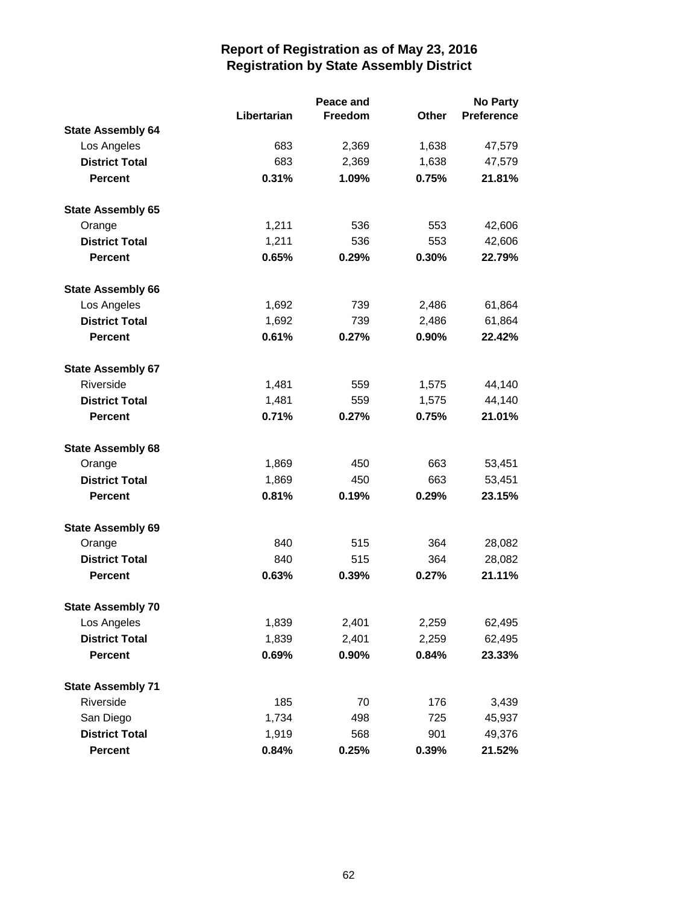# Report of Registration as of May 23, 2016
## Registration by State Assembly District

| | Libertarian | Peace and Freedom | Other | No Party Preference |
|---|---|---|---|---|
| **State Assembly 64** | | | | |
| Los Angeles | 683 | 2,369 | 1,638 | 47,579 |
| **District Total** | 683 | 2,369 | 1,638 | 47,579 |
| **Percent** | **0.31%** | **1.09%** | **0.75%** | **21.81%** |
| **State Assembly 65** | | | | |
| Orange | 1,211 | 536 | 553 | 42,606 |
| **District Total** | 1,211 | 536 | 553 | 42,606 |
| **Percent** | **0.65%** | **0.29%** | **0.30%** | **22.79%** |
| **State Assembly 66** | | | | |
| Los Angeles | 1,692 | 739 | 2,486 | 61,864 |
| **District Total** | 1,692 | 739 | 2,486 | 61,864 |
| **Percent** | **0.61%** | **0.27%** | **0.90%** | **22.42%** |
| **State Assembly 67** | | | | |
| Riverside | 1,481 | 559 | 1,575 | 44,140 |
| **District Total** | 1,481 | 559 | 1,575 | 44,140 |
| **Percent** | **0.71%** | **0.27%** | **0.75%** | **21.01%** |
| **State Assembly 68** | | | | |
| Orange | 1,869 | 450 | 663 | 53,451 |
| **District Total** | 1,869 | 450 | 663 | 53,451 |
| **Percent** | **0.81%** | **0.19%** | **0.29%** | **23.15%** |
| **State Assembly 69** | | | | |
| Orange | 840 | 515 | 364 | 28,082 |
| **District Total** | 840 | 515 | 364 | 28,082 |
| **Percent** | **0.63%** | **0.39%** | **0.27%** | **21.11%** |
| **State Assembly 70** | | | | |
| Los Angeles | 1,839 | 2,401 | 2,259 | 62,495 |
| **District Total** | 1,839 | 2,401 | 2,259 | 62,495 |
| **Percent** | **0.69%** | **0.90%** | **0.84%** | **23.33%** |
| **State Assembly 71** | | | | |
| Riverside | 185 | 70 | 176 | 3,439 |
| San Diego | 1,734 | 498 | 725 | 45,937 |
| **District Total** | 1,919 | 568 | 901 | 49,376 |
| **Percent** | **0.84%** | **0.25%** | **0.39%** | **21.52%** |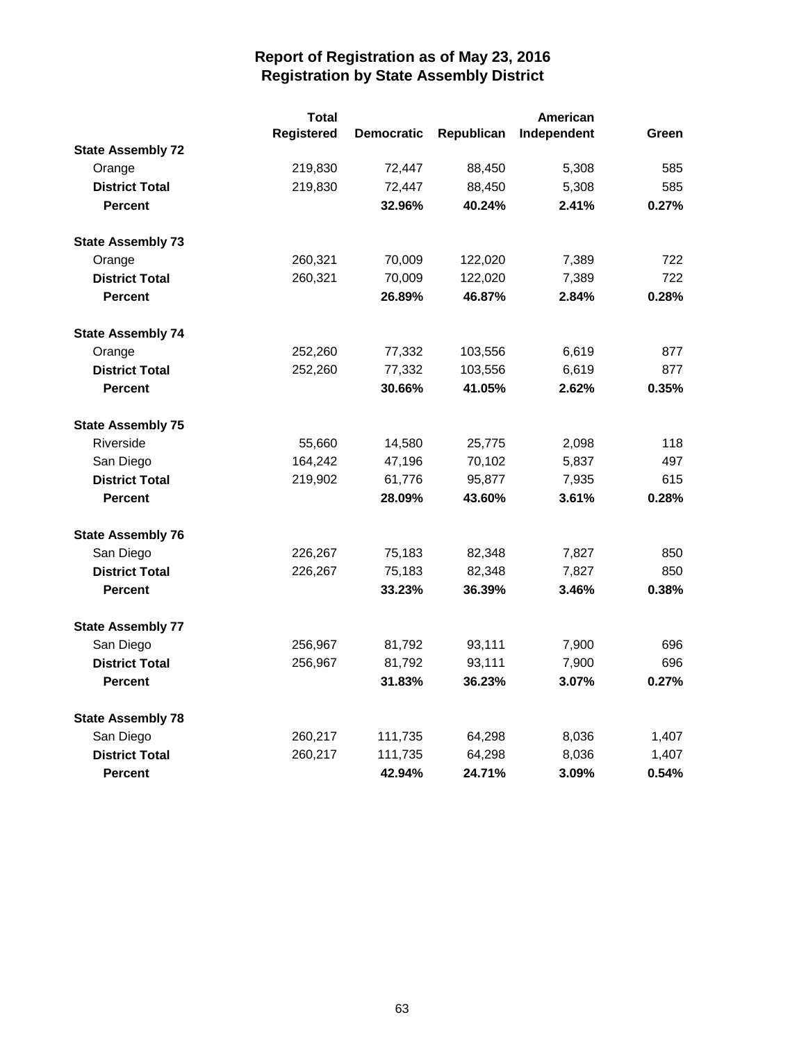# Report of Registration as of May 23, 2016
## Registration by State Assembly District

| | Total Registered | Democratic | Republican | American Independent | Green |
|---|---|---|---|---|---|
| **State Assembly 72** | | | | | |
| Orange | 219,830 | 72,447 | 88,450 | 5,308 | 585 |
| **District Total** | 219,830 | 72,447 | 88,450 | 5,308 | 585 |
| **Percent** | | **32.96%** | **40.24%** | **2.41%** | **0.27%** |
| **State Assembly 73** | | | | | |
| Orange | 260,321 | 70,009 | 122,020 | 7,389 | 722 |
| **District Total** | 260,321 | 70,009 | 122,020 | 7,389 | 722 |
| **Percent** | | **26.89%** | **46.87%** | **2.84%** | **0.28%** |
| **State Assembly 74** | | | | | |
| Orange | 252,260 | 77,332 | 103,556 | 6,619 | 877 |
| **District Total** | 252,260 | 77,332 | 103,556 | 6,619 | 877 |
| **Percent** | | **30.66%** | **41.05%** | **2.62%** | **0.35%** |
| **State Assembly 75** | | | | | |
| Riverside | 55,660 | 14,580 | 25,775 | 2,098 | 118 |
| San Diego | 164,242 | 47,196 | 70,102 | 5,837 | 497 |
| **District Total** | 219,902 | 61,776 | 95,877 | 7,935 | 615 |
| **Percent** | | **28.09%** | **43.60%** | **3.61%** | **0.28%** |
| **State Assembly 76** | | | | | |
| San Diego | 226,267 | 75,183 | 82,348 | 7,827 | 850 |
| **District Total** | 226,267 | 75,183 | 82,348 | 7,827 | 850 |
| **Percent** | | **33.23%** | **36.39%** | **3.46%** | **0.38%** |
| **State Assembly 77** | | | | | |
| San Diego | 256,967 | 81,792 | 93,111 | 7,900 | 696 |
| **District Total** | 256,967 | 81,792 | 93,111 | 7,900 | 696 |
| **Percent** | | **31.83%** | **36.23%** | **3.07%** | **0.27%** |
| **State Assembly 78** | | | | | |
| San Diego | 260,217 | 111,735 | 64,298 | 8,036 | 1,407 |
| **District Total** | 260,217 | 111,735 | 64,298 | 8,036 | 1,407 |
| **Percent** | | **42.94%** | **24.71%** | **3.09%** | **0.54%** |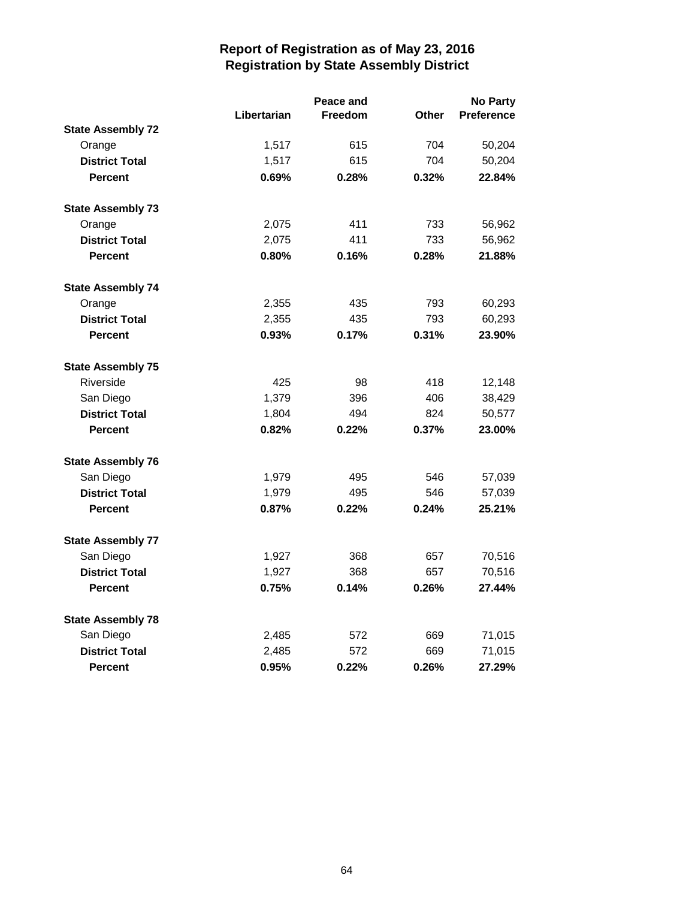# Report of Registration as of May 23, 2016
## Registration by State Assembly District

| | Libertarian | Peace and Freedom | Other | No Party Preference |
|---|---|---|---|---|
| **State Assembly 72** | | | | |
| Orange | 1,517 | 615 | 704 | 50,204 |
| **District Total** | 1,517 | 615 | 704 | 50,204 |
| **Percent** | **0.69%** | **0.28%** | **0.32%** | **22.84%** |
| **State Assembly 73** | | | | |
| Orange | 2,075 | 411 | 733 | 56,962 |
| **District Total** | 2,075 | 411 | 733 | 56,962 |
| **Percent** | **0.80%** | **0.16%** | **0.28%** | **21.88%** |
| **State Assembly 74** | | | | |
| Orange | 2,355 | 435 | 793 | 60,293 |
| **District Total** | 2,355 | 435 | 793 | 60,293 |
| **Percent** | **0.93%** | **0.17%** | **0.31%** | **23.90%** |
| **State Assembly 75** | | | | |
| Riverside | 425 | 98 | 418 | 12,148 |
| San Diego | 1,379 | 396 | 406 | 38,429 |
| **District Total** | 1,804 | 494 | 824 | 50,577 |
| **Percent** | **0.82%** | **0.22%** | **0.37%** | **23.00%** |
| **State Assembly 76** | | | | |
| San Diego | 1,979 | 495 | 546 | 57,039 |
| **District Total** | 1,979 | 495 | 546 | 57,039 |
| **Percent** | **0.87%** | **0.22%** | **0.24%** | **25.21%** |
| **State Assembly 77** | | | | |
| San Diego | 1,927 | 368 | 657 | 70,516 |
| **District Total** | 1,927 | 368 | 657 | 70,516 |
| **Percent** | **0.75%** | **0.14%** | **0.26%** | **27.44%** |
| **State Assembly 78** | | | | |
| San Diego | 2,485 | 572 | 669 | 71,015 |
| **District Total** | 2,485 | 572 | 669 | 71,015 |
| **Percent** | **0.95%** | **0.22%** | **0.26%** | **27.29%** |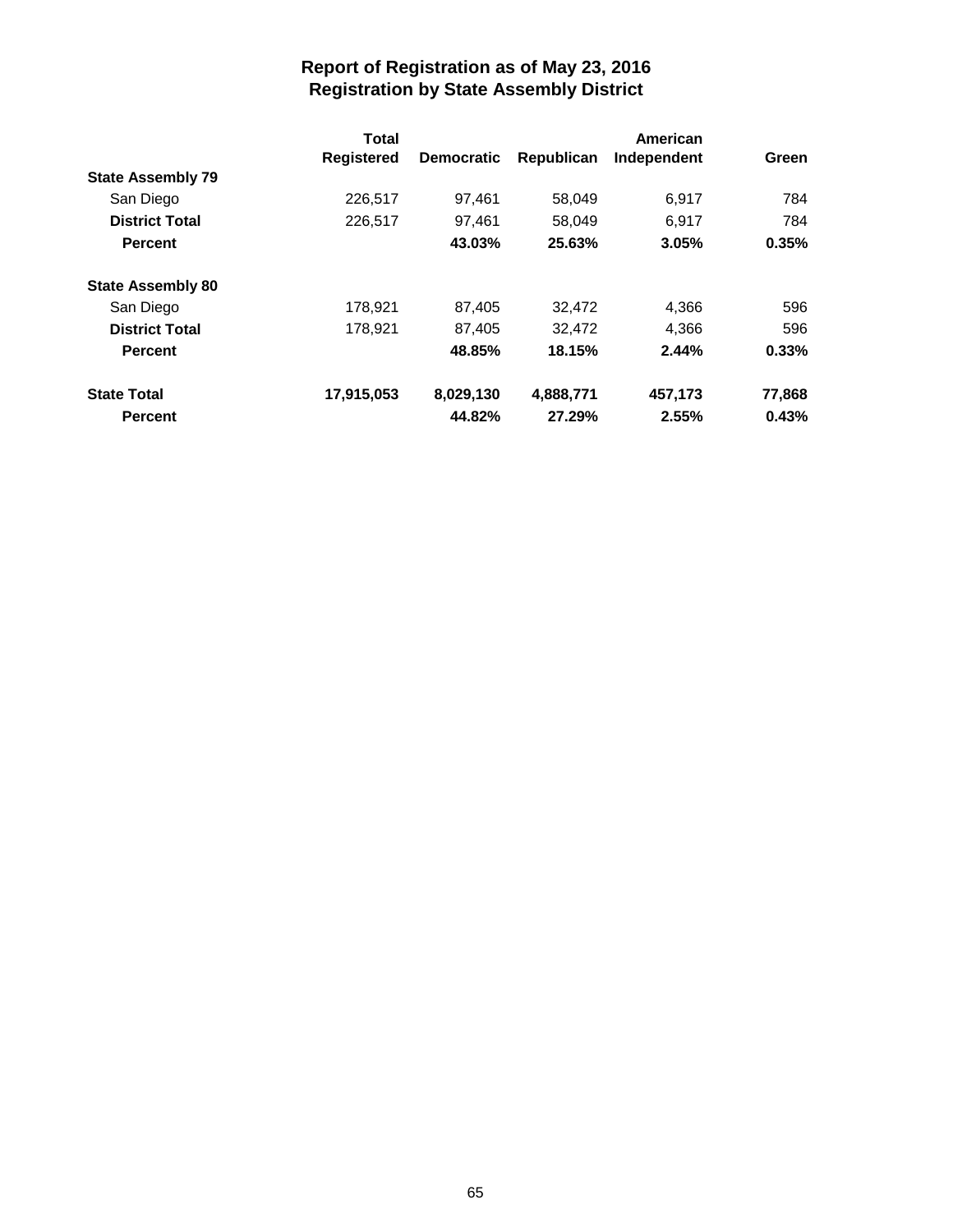# Report of Registration as of May 23, 2016
## Registration by State Assembly District

| | Total Registered | Democratic | Republican | American Independent | Green |
|---|---|---|---|---|---|
| **State Assembly 79** | | | | | |
| San Diego | 226,517 | 97,461 | 58,049 | 6,917 | 784 |
| **District Total** | 226,517 | 97,461 | 58,049 | 6,917 | 784 |
| **Percent** | | **43.03%** | **25.63%** | **3.05%** | **0.35%** |
| **State Assembly 80** | | | | | |
| San Diego | 178,921 | 87,405 | 32,472 | 4,366 | 596 |
| **District Total** | 178,921 | 87,405 | 32,472 | 4,366 | 596 |
| **Percent** | | **48.85%** | **18.15%** | **2.44%** | **0.33%** |
| **State Total** | **17,915,053** | **8,029,130** | **4,888,771** | **457,173** | **77,868** |
| **Percent** | | **44.82%** | **27.29%** | **2.55%** | **0.43%** |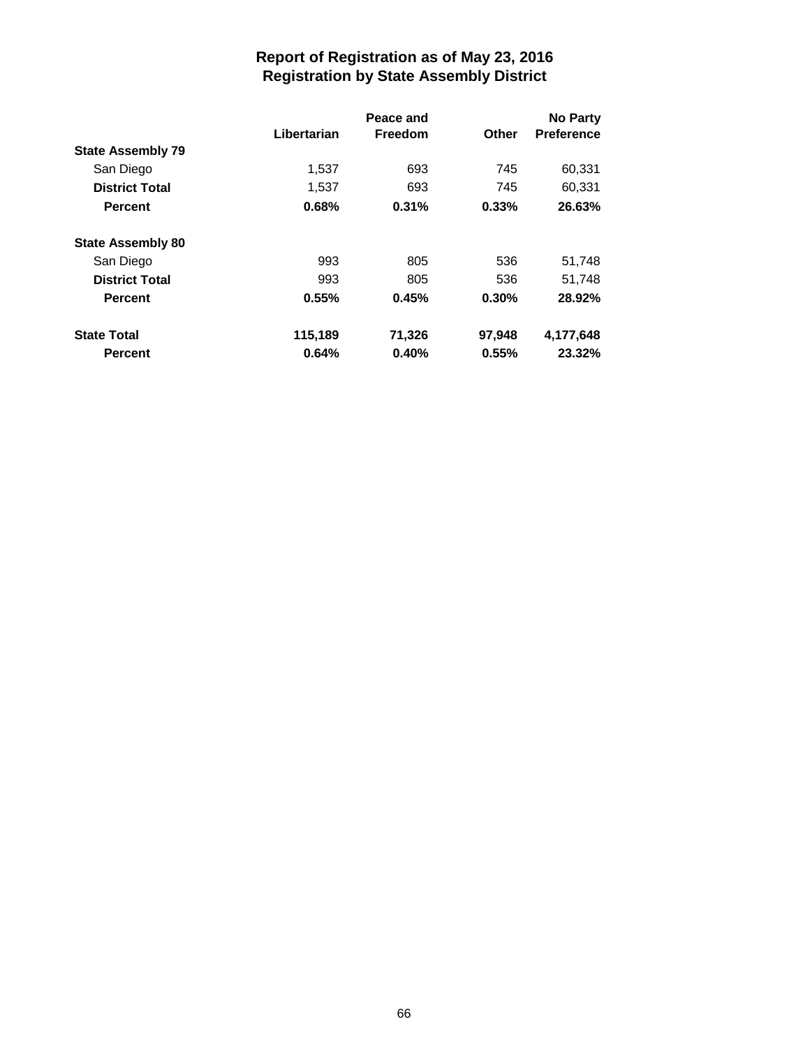# Report of Registration as of May 23, 2016
## Registration by State Assembly District

| | Libertarian | Peace and Freedom | Other | No Party Preference |
|---|---|---|---|---|
| **State Assembly 79** | | | | |
| San Diego | 1,537 | 693 | 745 | 60,331 |
| **District Total** | 1,537 | 693 | 745 | 60,331 |
| **Percent** | **0.68%** | **0.31%** | **0.33%** | **26.63%** |
| **State Assembly 80** | | | | |
| San Diego | 993 | 805 | 536 | 51,748 |
| **District Total** | 993 | 805 | 536 | 51,748 |
| **Percent** | **0.55%** | **0.45%** | **0.30%** | **28.92%** |
| **State Total** | **115,189** | **71,326** | **97,948** | **4,177,648** |
| **Percent** | **0.64%** | **0.40%** | **0.55%** | **23.32%** |